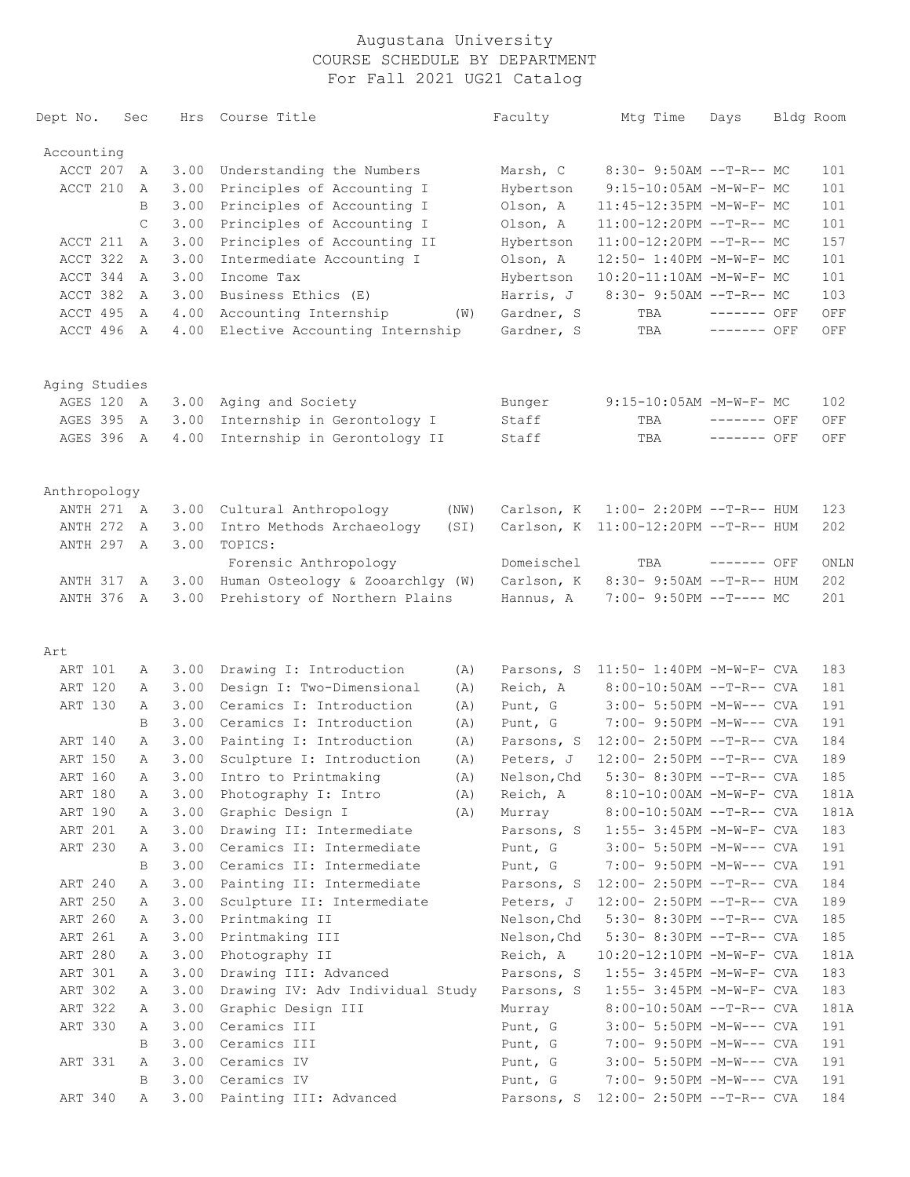# Augustana University
## COURSE SCHEDULE BY DEPARTMENT
### For Fall 2021 UG21 Catalog

| Dept No. | Sec | Hrs | Course Title | | Faculty | Mtg Time | Days | Bldg | Room |
|---|---|---|---|---|---|---|---|---|---|
| **Accounting** | | | | | | | | | |
| ACCT 207 | A | 3.00 | Understanding the Numbers | | Marsh, C | 8:30- 9:50AM | --T-R-- | MC | 101 |
| ACCT 210 | A | 3.00 | Principles of Accounting I | | Hybertson | 9:15-10:05AM | -M-W-F- | MC | 101 |
| | B | 3.00 | Principles of Accounting I | | Olson, A | 11:45-12:35PM | -M-W-F- | MC | 101 |
| | C | 3.00 | Principles of Accounting I | | Olson, A | 11:00-12:20PM | --T-R-- | MC | 101 |
| ACCT 211 | A | 3.00 | Principles of Accounting II | | Hybertson | 11:00-12:20PM | --T-R-- | MC | 157 |
| ACCT 322 | A | 3.00 | Intermediate Accounting I | | Olson, A | 12:50- 1:40PM | -M-W-F- | MC | 101 |
| ACCT 344 | A | 3.00 | Income Tax | | Hybertson | 10:20-11:10AM | -M-W-F- | MC | 101 |
| ACCT 382 | A | 3.00 | Business Ethics (E) | | Harris, J | 8:30- 9:50AM | --T-R-- | MC | 103 |
| ACCT 495 | A | 4.00 | Accounting Internship | (W) | Gardner, S | TBA | ------- | OFF | OFF |
| ACCT 496 | A | 4.00 | Elective Accounting Internship | | Gardner, S | TBA | ------- | OFF | OFF |
| **Aging Studies** | | | | | | | | | |
| AGES 120 | A | 3.00 | Aging and Society | | Bunger | 9:15-10:05AM | -M-W-F- | MC | 102 |
| AGES 395 | A | 3.00 | Internship in Gerontology I | | Staff | TBA | ------- | OFF | OFF |
| AGES 396 | A | 4.00 | Internship in Gerontology II | | Staff | TBA | ------- | OFF | OFF |
| **Anthropology** | | | | | | | | | |
| ANTH 271 | A | 3.00 | Cultural Anthropology | (NW) | Carlson, K | 1:00- 2:20PM | --T-R-- | HUM | 123 |
| ANTH 272 | A | 3.00 | Intro Methods Archaeology | (SI) | Carlson, K | 11:00-12:20PM | --T-R-- | HUM | 202 |
| ANTH 297 | A | 3.00 | TOPICS: | | | | | | |
| | | | Forensic Anthropology | | Domeischel | TBA | ------- | OFF | ONLN |
| ANTH 317 | A | 3.00 | Human Osteology & Zooarchlgy | (W) | Carlson, K | 8:30- 9:50AM | --T-R-- | HUM | 202 |
| ANTH 376 | A | 3.00 | Prehistory of Northern Plains | | Hannus, A | 7:00- 9:50PM | --T---- | MC | 201 |
| **Art** | | | | | | | | | |
| ART 101 | A | 3.00 | Drawing I: Introduction | (A) | Parsons, S | 11:50- 1:40PM | -M-W-F- | CVA | 183 |
| ART 120 | A | 3.00 | Design I: Two-Dimensional | (A) | Reich, A | 8:00-10:50AM | --T-R-- | CVA | 181 |
| ART 130 | A | 3.00 | Ceramics I: Introduction | (A) | Punt, G | 3:00- 5:50PM | -M-W--- | CVA | 191 |
| | B | 3.00 | Ceramics I: Introduction | (A) | Punt, G | 7:00- 9:50PM | -M-W--- | CVA | 191 |
| ART 140 | A | 3.00 | Painting I: Introduction | (A) | Parsons, S | 12:00- 2:50PM | --T-R-- | CVA | 184 |
| ART 150 | A | 3.00 | Sculpture I: Introduction | (A) | Peters, J | 12:00- 2:50PM | --T-R-- | CVA | 189 |
| ART 160 | A | 3.00 | Intro to Printmaking | (A) | Nelson,Chd | 5:30- 8:30PM | --T-R-- | CVA | 185 |
| ART 180 | A | 3.00 | Photography I: Intro | (A) | Reich, A | 8:10-10:00AM | -M-W-F- | CVA | 181A |
| ART 190 | A | 3.00 | Graphic Design I | (A) | Murray | 8:00-10:50AM | --T-R-- | CVA | 181A |
| ART 201 | A | 3.00 | Drawing II: Intermediate | | Parsons, S | 1:55- 3:45PM | -M-W-F- | CVA | 183 |
| ART 230 | A | 3.00 | Ceramics II: Intermediate | | Punt, G | 3:00- 5:50PM | -M-W--- | CVA | 191 |
| | B | 3.00 | Ceramics II: Intermediate | | Punt, G | 7:00- 9:50PM | -M-W--- | CVA | 191 |
| ART 240 | A | 3.00 | Painting II: Intermediate | | Parsons, S | 12:00- 2:50PM | --T-R-- | CVA | 184 |
| ART 250 | A | 3.00 | Sculpture II: Intermediate | | Peters, J | 12:00- 2:50PM | --T-R-- | CVA | 189 |
| ART 260 | A | 3.00 | Printmaking II | | Nelson,Chd | 5:30- 8:30PM | --T-R-- | CVA | 185 |
| ART 261 | A | 3.00 | Printmaking III | | Nelson,Chd | 5:30- 8:30PM | --T-R-- | CVA | 185 |
| ART 280 | A | 3.00 | Photography II | | Reich, A | 10:20-12:10PM | -M-W-F- | CVA | 181A |
| ART 301 | A | 3.00 | Drawing III: Advanced | | Parsons, S | 1:55- 3:45PM | -M-W-F- | CVA | 183 |
| ART 302 | A | 3.00 | Drawing IV: Adv Individual Study | | Parsons, S | 1:55- 3:45PM | -M-W-F- | CVA | 183 |
| ART 322 | A | 3.00 | Graphic Design III | | Murray | 8:00-10:50AM | --T-R-- | CVA | 181A |
| ART 330 | A | 3.00 | Ceramics III | | Punt, G | 3:00- 5:50PM | -M-W--- | CVA | 191 |
| | B | 3.00 | Ceramics III | | Punt, G | 7:00- 9:50PM | -M-W--- | CVA | 191 |
| ART 331 | A | 3.00 | Ceramics IV | | Punt, G | 3:00- 5:50PM | -M-W--- | CVA | 191 |
| | B | 3.00 | Ceramics IV | | Punt, G | 7:00- 9:50PM | -M-W--- | CVA | 191 |
| ART 340 | A | 3.00 | Painting III: Advanced | | Parsons, S | 12:00- 2:50PM | --T-R-- | CVA | 184 |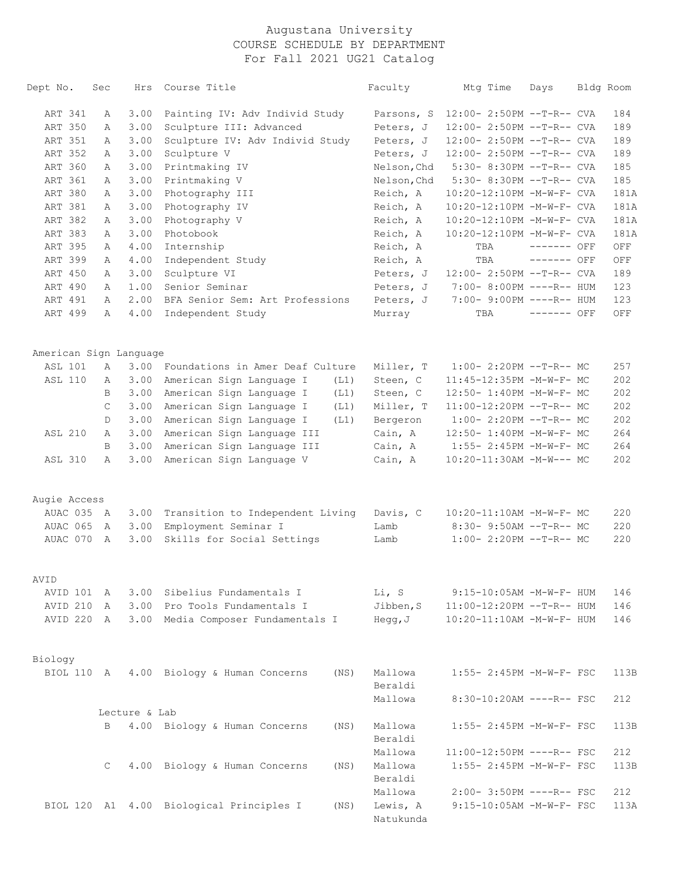# Augustana University
## COURSE SCHEDULE BY DEPARTMENT
### For Fall 2021 UG21 Catalog

| Dept No. | Sec | Hrs | Course Title | | Faculty | Mtg Time | Days | Bldg | Room |
|---|---|---|---|---|---|---|---|---|---|
| ART 341 | A | 3.00 | Painting IV: Adv Individ Study | | Parsons, S | 12:00- 2:50PM | --T-R-- | CVA | 184 |
| ART 350 | A | 3.00 | Sculpture III: Advanced | | Peters, J | 12:00- 2:50PM | --T-R-- | CVA | 189 |
| ART 351 | A | 3.00 | Sculpture IV: Adv Individ Study | | Peters, J | 12:00- 2:50PM | --T-R-- | CVA | 189 |
| ART 352 | A | 3.00 | Sculpture V | | Peters, J | 12:00- 2:50PM | --T-R-- | CVA | 189 |
| ART 360 | A | 3.00 | Printmaking IV | | Nelson,Chd | 5:30- 8:30PM | --T-R-- | CVA | 185 |
| ART 361 | A | 3.00 | Printmaking V | | Nelson,Chd | 5:30- 8:30PM | --T-R-- | CVA | 185 |
| ART 380 | A | 3.00 | Photography III | | Reich, A | 10:20-12:10PM | -M-W-F- | CVA | 181A |
| ART 381 | A | 3.00 | Photography IV | | Reich, A | 10:20-12:10PM | -M-W-F- | CVA | 181A |
| ART 382 | A | 3.00 | Photography V | | Reich, A | 10:20-12:10PM | -M-W-F- | CVA | 181A |
| ART 383 | A | 3.00 | Photobook | | Reich, A | 10:20-12:10PM | -M-W-F- | CVA | 181A |
| ART 395 | A | 4.00 | Internship | | Reich, A | TBA | ------- | OFF | OFF |
| ART 399 | A | 4.00 | Independent Study | | Reich, A | TBA | ------- | OFF | OFF |
| ART 450 | A | 3.00 | Sculpture VI | | Peters, J | 12:00- 2:50PM | --T-R-- | CVA | 189 |
| ART 490 | A | 1.00 | Senior Seminar | | Peters, J | 7:00- 8:00PM | ----R-- | HUM | 123 |
| ART 491 | A | 2.00 | BFA Senior Sem: Art Professions | | Peters, J | 7:00- 9:00PM | ----R-- | HUM | 123 |
| ART 499 | A | 4.00 | Independent Study | | Murray | TBA | ------- | OFF | OFF |
| **American Sign Language** | | | | | | | | | |
| ASL 101 | A | 3.00 | Foundations in Amer Deaf Culture | | Miller, T | 1:00- 2:20PM | --T-R-- | MC | 257 |
| ASL 110 | A | 3.00 | American Sign Language I | (L1) | Steen, C | 11:45-12:35PM | -M-W-F- | MC | 202 |
| | B | 3.00 | American Sign Language I | (L1) | Steen, C | 12:50- 1:40PM | -M-W-F- | MC | 202 |
| | C | 3.00 | American Sign Language I | (L1) | Miller, T | 11:00-12:20PM | --T-R-- | MC | 202 |
| | D | 3.00 | American Sign Language I | (L1) | Bergeron | 1:00- 2:20PM | --T-R-- | MC | 202 |
| ASL 210 | A | 3.00 | American Sign Language III | | Cain, A | 12:50- 1:40PM | -M-W-F- | MC | 264 |
| | B | 3.00 | American Sign Language III | | Cain, A | 1:55- 2:45PM | -M-W-F- | MC | 264 |
| ASL 310 | A | 3.00 | American Sign Language V | | Cain, A | 10:20-11:30AM | -M-W--- | MC | 202 |
| **Augie Access** | | | | | | | | | |
| AUAC 035 | A | 3.00 | Transition to Independent Living | | Davis, C | 10:20-11:10AM | -M-W-F- | MC | 220 |
| AUAC 065 | A | 3.00 | Employment Seminar I | | Lamb | 8:30- 9:50AM | --T-R-- | MC | 220 |
| AUAC 070 | A | 3.00 | Skills for Social Settings | | Lamb | 1:00- 2:20PM | --T-R-- | MC | 220 |
| **AVID** | | | | | | | | | |
| AVID 101 | A | 3.00 | Sibelius Fundamentals I | | Li, S | 9:15-10:05AM | -M-W-F- | HUM | 146 |
| AVID 210 | A | 3.00 | Pro Tools Fundamentals I | | Jibben,S | 11:00-12:20PM | --T-R-- | HUM | 146 |
| AVID 220 | A | 3.00 | Media Composer Fundamentals I | | Hegg,J | 10:20-11:10AM | -M-W-F- | HUM | 146 |
| **Biology** | | | | | | | | | |
| BIOL 110 | A | 4.00 | Biology & Human Concerns | (NS) | Mallowa | 1:55- 2:45PM | -M-W-F- | FSC | 113B |
| | | | | | Beraldi | | | | |
| | | | | | Mallowa | 8:30-10:20AM | ----R-- | FSC | 212 |
| | Lecture & Lab | | | | | | | | |
| | B | 4.00 | Biology & Human Concerns | (NS) | Mallowa | 1:55- 2:45PM | -M-W-F- | FSC | 113B |
| | | | | | Beraldi | | | | |
| | | | | | Mallowa | 11:00-12:50PM | ----R-- | FSC | 212 |
| | C | 4.00 | Biology & Human Concerns | (NS) | Mallowa | 1:55- 2:45PM | -M-W-F- | FSC | 113B |
| | | | | | Beraldi | | | | |
| | | | | | Mallowa | 2:00- 3:50PM | ----R-- | FSC | 212 |
| BIOL 120 | A1 | 4.00 | Biological Principles I | (NS) | Lewis, A | 9:15-10:05AM | -M-W-F- | FSC | 113A |
| | | | | | Natukunda | | | | |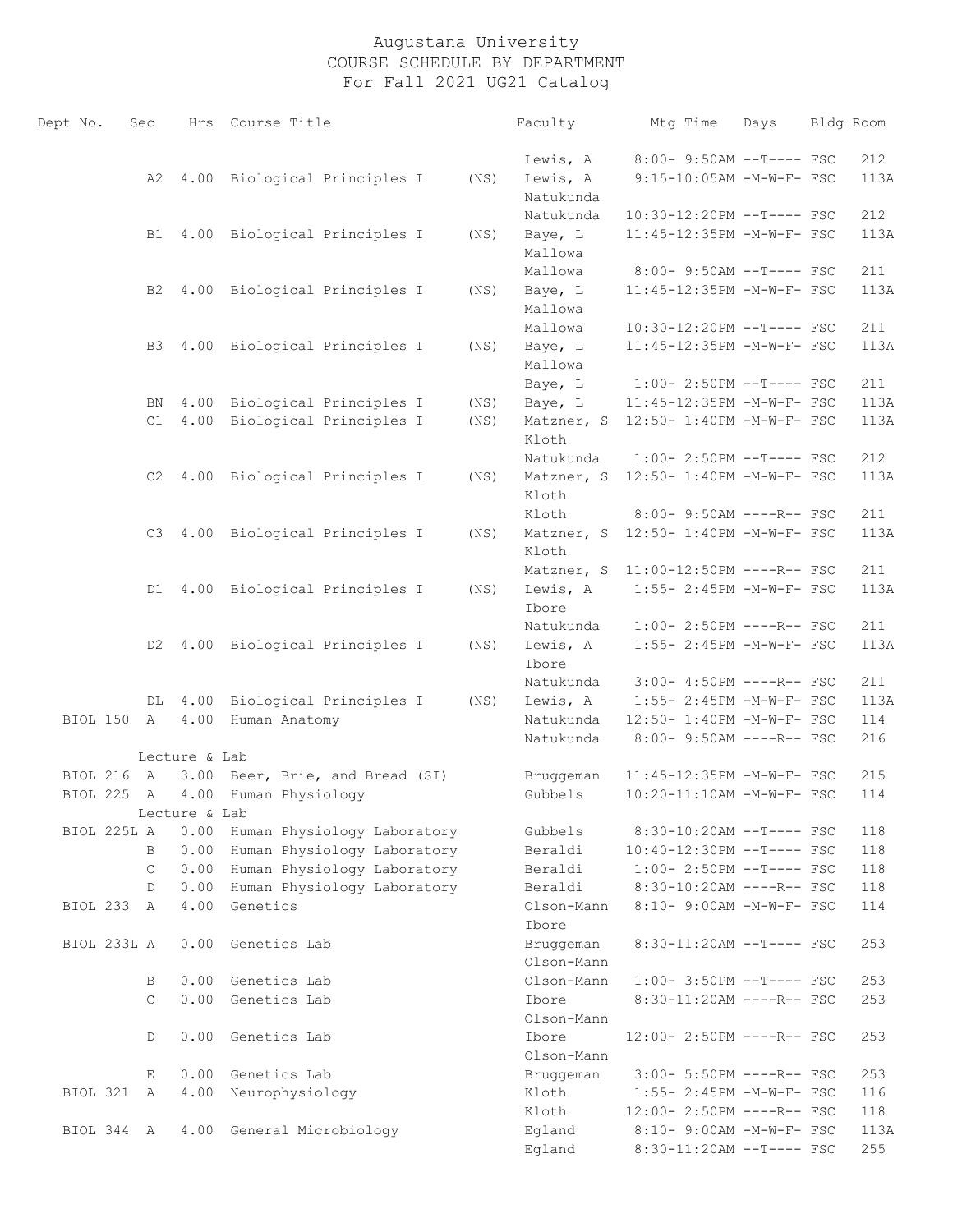# Augustana University
## COURSE SCHEDULE BY DEPARTMENT
### For Fall 2021 UG21 Catalog

| Dept No. | Sec | Hrs | Course Title | | Faculty | Mtg Time | Days | Bldg | Room |
|---|---|---|---|---|---|---|---|---|---|
| | | | | | Lewis, A | 8:00- 9:50AM | --T---- | FSC | 212 |
| | A2 | 4.00 | Biological Principles I | (NS) | Lewis, A | 9:15-10:05AM | -M-W-F- | FSC | 113A |
| | | | | | Natukunda | | | | |
| | | | | | Natukunda | 10:30-12:20PM | --T---- | FSC | 212 |
| | B1 | 4.00 | Biological Principles I | (NS) | Baye, L | 11:45-12:35PM | -M-W-F- | FSC | 113A |
| | | | | | Mallowa | | | | |
| | | | | | Mallowa | 8:00- 9:50AM | --T---- | FSC | 211 |
| | B2 | 4.00 | Biological Principles I | (NS) | Baye, L | 11:45-12:35PM | -M-W-F- | FSC | 113A |
| | | | | | Mallowa | | | | |
| | | | | | Mallowa | 10:30-12:20PM | --T---- | FSC | 211 |
| | B3 | 4.00 | Biological Principles I | (NS) | Baye, L | 11:45-12:35PM | -M-W-F- | FSC | 113A |
| | | | | | Mallowa | | | | |
| | | | | | Baye, L | 1:00- 2:50PM | --T---- | FSC | 211 |
| | BN | 4.00 | Biological Principles I | (NS) | Baye, L | 11:45-12:35PM | -M-W-F- | FSC | 113A |
| | C1 | 4.00 | Biological Principles I | (NS) | Matzner, S | 12:50- 1:40PM | -M-W-F- | FSC | 113A |
| | | | | | Kloth | | | | |
| | | | | | Natukunda | 1:00- 2:50PM | --T---- | FSC | 212 |
| | C2 | 4.00 | Biological Principles I | (NS) | Matzner, S | 12:50- 1:40PM | -M-W-F- | FSC | 113A |
| | | | | | Kloth | | | | |
| | | | | | Kloth | 8:00- 9:50AM | ----R-- | FSC | 211 |
| | C3 | 4.00 | Biological Principles I | (NS) | Matzner, S | 12:50- 1:40PM | -M-W-F- | FSC | 113A |
| | | | | | Kloth | | | | |
| | | | | | Matzner, S | 11:00-12:50PM | ----R-- | FSC | 211 |
| | D1 | 4.00 | Biological Principles I | (NS) | Lewis, A | 1:55- 2:45PM | -M-W-F- | FSC | 113A |
| | | | | | Ibore | | | | |
| | | | | | Natukunda | 1:00- 2:50PM | ----R-- | FSC | 211 |
| | D2 | 4.00 | Biological Principles I | (NS) | Lewis, A | 1:55- 2:45PM | -M-W-F- | FSC | 113A |
| | | | | | Ibore | | | | |
| | | | | | Natukunda | 3:00- 4:50PM | ----R-- | FSC | 211 |
| | DL | 4.00 | Biological Principles I | (NS) | Lewis, A | 1:55- 2:45PM | -M-W-F- | FSC | 113A |
| BIOL 150 | A | 4.00 | Human Anatomy | | Natukunda | 12:50- 1:40PM | -M-W-F- | FSC | 114 |
| | | | | | Natukunda | 8:00- 9:50AM | ----R-- | FSC | 216 |
| | Lecture & Lab | | | | | | | | |
| BIOL 216 | A | 3.00 | Beer, Brie, and Bread (SI) | | Bruggeman | 11:45-12:35PM | -M-W-F- | FSC | 215 |
| BIOL 225 | A | 4.00 | Human Physiology | | Gubbels | 10:20-11:10AM | -M-W-F- | FSC | 114 |
| | Lecture & Lab | | | | | | | | |
| BIOL 225L | A | 0.00 | Human Physiology Laboratory | | Gubbels | 8:30-10:20AM | --T---- | FSC | 118 |
| | B | 0.00 | Human Physiology Laboratory | | Beraldi | 10:40-12:30PM | --T---- | FSC | 118 |
| | C | 0.00 | Human Physiology Laboratory | | Beraldi | 1:00- 2:50PM | --T---- | FSC | 118 |
| | D | 0.00 | Human Physiology Laboratory | | Beraldi | 8:30-10:20AM | ----R-- | FSC | 118 |
| BIOL 233 | A | 4.00 | Genetics | | Olson-Mann | 8:10- 9:00AM | -M-W-F- | FSC | 114 |
| | | | | | Ibore | | | | |
| BIOL 233L | A | 0.00 | Genetics Lab | | Bruggeman | 8:30-11:20AM | --T---- | FSC | 253 |
| | | | | | Olson-Mann | | | | |
| | B | 0.00 | Genetics Lab | | Olson-Mann | 1:00- 3:50PM | --T---- | FSC | 253 |
| | C | 0.00 | Genetics Lab | | Ibore | 8:30-11:20AM | ----R-- | FSC | 253 |
| | | | | | Olson-Mann | | | | |
| | D | 0.00 | Genetics Lab | | Ibore | 12:00- 2:50PM | ----R-- | FSC | 253 |
| | | | | | Olson-Mann | | | | |
| | E | 0.00 | Genetics Lab | | Bruggeman | 3:00- 5:50PM | ----R-- | FSC | 253 |
| BIOL 321 | A | 4.00 | Neurophysiology | | Kloth | 1:55- 2:45PM | -M-W-F- | FSC | 116 |
| | | | | | Kloth | 12:00- 2:50PM | ----R-- | FSC | 118 |
| BIOL 344 | A | 4.00 | General Microbiology | | Egland | 8:10- 9:00AM | -M-W-F- | FSC | 113A |
| | | | | | Egland | 8:30-11:20AM | --T---- | FSC | 255 |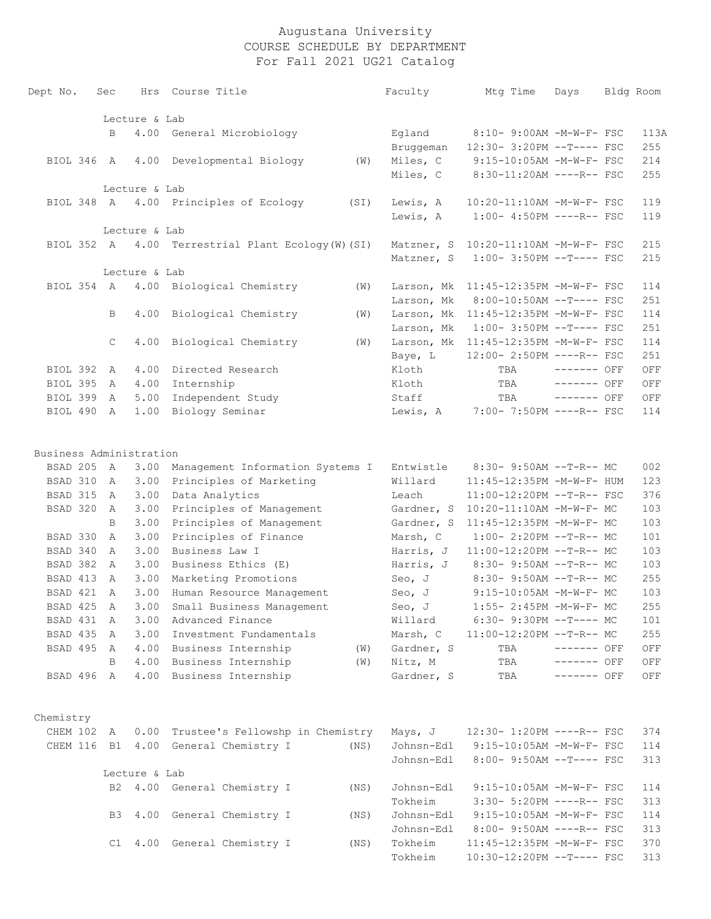# Augustana University
## COURSE SCHEDULE BY DEPARTMENT
### For Fall 2021 UG21 Catalog

| Dept No. | Sec | Hrs | Course Title | | Faculty | Mtg Time | Days | Bldg | Room |
|---|---|---|---|---|---|---|---|---|---|
| | | | Lecture & Lab | | | | | | |
| | B | 4.00 | General Microbiology | | Egland | 8:10- 9:00AM | -M-W-F- | FSC | 113A |
| | | | | | Bruggeman | 12:30- 3:20PM | --T---- | FSC | 255 |
| BIOL 346 | A | 4.00 | Developmental Biology | (W) | Miles, C | 9:15-10:05AM | -M-W-F- | FSC | 214 |
| | | | | | Miles, C | 8:30-11:20AM | ----R-- | FSC | 255 |
| | | | Lecture & Lab | | | | | | |
| BIOL 348 | A | 4.00 | Principles of Ecology | (SI) | Lewis, A | 10:20-11:10AM | -M-W-F- | FSC | 119 |
| | | | | | Lewis, A | 1:00- 4:50PM | ----R-- | FSC | 119 |
| | | | Lecture & Lab | | | | | | |
| BIOL 352 | A | 4.00 | Terrestrial Plant Ecology | (W)(SI) | Matzner, S | 10:20-11:10AM | -M-W-F- | FSC | 215 |
| | | | | | Matzner, S | 1:00- 3:50PM | --T---- | FSC | 215 |
| | | | Lecture & Lab | | | | | | |
| BIOL 354 | A | 4.00 | Biological Chemistry | (W) | Larson, Mk | 11:45-12:35PM | -M-W-F- | FSC | 114 |
| | | | | | Larson, Mk | 8:00-10:50AM | --T---- | FSC | 251 |
| | B | 4.00 | Biological Chemistry | (W) | Larson, Mk | 11:45-12:35PM | -M-W-F- | FSC | 114 |
| | | | | | Larson, Mk | 1:00- 3:50PM | --T---- | FSC | 251 |
| | C | 4.00 | Biological Chemistry | (W) | Larson, Mk | 11:45-12:35PM | -M-W-F- | FSC | 114 |
| | | | | | Baye, L | 12:00- 2:50PM | ----R-- | FSC | 251 |
| BIOL 392 | A | 4.00 | Directed Research | | Kloth | TBA | ------- | OFF | OFF |
| BIOL 395 | A | 4.00 | Internship | | Kloth | TBA | ------- | OFF | OFF |
| BIOL 399 | A | 5.00 | Independent Study | | Staff | TBA | ------- | OFF | OFF |
| BIOL 490 | A | 1.00 | Biology Seminar | | Lewis, A | 7:00- 7:50PM | ----R-- | FSC | 114 |

## Business Administration

| Dept No. | Sec | Hrs | Course Title | | Faculty | Mtg Time | Days | Bldg | Room |
|---|---|---|---|---|---|---|---|---|---|
| BSAD 205 | A | 3.00 | Management Information Systems I | | Entwistle | 8:30- 9:50AM | --T-R-- | MC | 002 |
| BSAD 310 | A | 3.00 | Principles of Marketing | | Willard | 11:45-12:35PM | -M-W-F- | HUM | 123 |
| BSAD 315 | A | 3.00 | Data Analytics | | Leach | 11:00-12:20PM | --T-R-- | FSC | 376 |
| BSAD 320 | A | 3.00 | Principles of Management | | Gardner, S | 10:20-11:10AM | -M-W-F- | MC | 103 |
| | B | 3.00 | Principles of Management | | Gardner, S | 11:45-12:35PM | -M-W-F- | MC | 103 |
| BSAD 330 | A | 3.00 | Principles of Finance | | Marsh, C | 1:00- 2:20PM | --T-R-- | MC | 101 |
| BSAD 340 | A | 3.00 | Business Law I | | Harris, J | 11:00-12:20PM | --T-R-- | MC | 103 |
| BSAD 382 | A | 3.00 | Business Ethics (E) | | Harris, J | 8:30- 9:50AM | --T-R-- | MC | 103 |
| BSAD 413 | A | 3.00 | Marketing Promotions | | Seo, J | 8:30- 9:50AM | --T-R-- | MC | 255 |
| BSAD 421 | A | 3.00 | Human Resource Management | | Seo, J | 9:15-10:05AM | -M-W-F- | MC | 103 |
| BSAD 425 | A | 3.00 | Small Business Management | | Seo, J | 1:55- 2:45PM | -M-W-F- | MC | 255 |
| BSAD 431 | A | 3.00 | Advanced Finance | | Willard | 6:30- 9:30PM | --T---- | MC | 101 |
| BSAD 435 | A | 3.00 | Investment Fundamentals | | Marsh, C | 11:00-12:20PM | --T-R-- | MC | 255 |
| BSAD 495 | A | 4.00 | Business Internship | (W) | Gardner, S | TBA | ------- | OFF | OFF |
| | B | 4.00 | Business Internship | (W) | Nitz, M | TBA | ------- | OFF | OFF |
| BSAD 496 | A | 4.00 | Business Internship | | Gardner, S | TBA | ------- | OFF | OFF |

## Chemistry

| Dept No. | Sec | Hrs | Course Title | | Faculty | Mtg Time | Days | Bldg | Room |
|---|---|---|---|---|---|---|---|---|---|
| CHEM 102 | A | 0.00 | Trustee's Fellowshp in Chemistry | | Mays, J | 12:30- 1:20PM | ----R-- | FSC | 374 |
| CHEM 116 | B1 | 4.00 | General Chemistry I | (NS) | Johnsn-Edl | 9:15-10:05AM | -M-W-F- | FSC | 114 |
| | | | | | Johnsn-Edl | 8:00- 9:50AM | --T---- | FSC | 313 |
| | | | Lecture & Lab | | | | | | |
| | B2 | 4.00 | General Chemistry I | (NS) | Johnsn-Edl | 9:15-10:05AM | -M-W-F- | FSC | 114 |
| | | | | | Tokheim | 3:30- 5:20PM | ----R-- | FSC | 313 |
| | B3 | 4.00 | General Chemistry I | (NS) | Johnsn-Edl | 9:15-10:05AM | -M-W-F- | FSC | 114 |
| | | | | | Johnsn-Edl | 8:00- 9:50AM | ----R-- | FSC | 313 |
| | C1 | 4.00 | General Chemistry I | (NS) | Tokheim | 11:45-12:35PM | -M-W-F- | FSC | 370 |
| | | | | | Tokheim | 10:30-12:20PM | --T---- | FSC | 313 |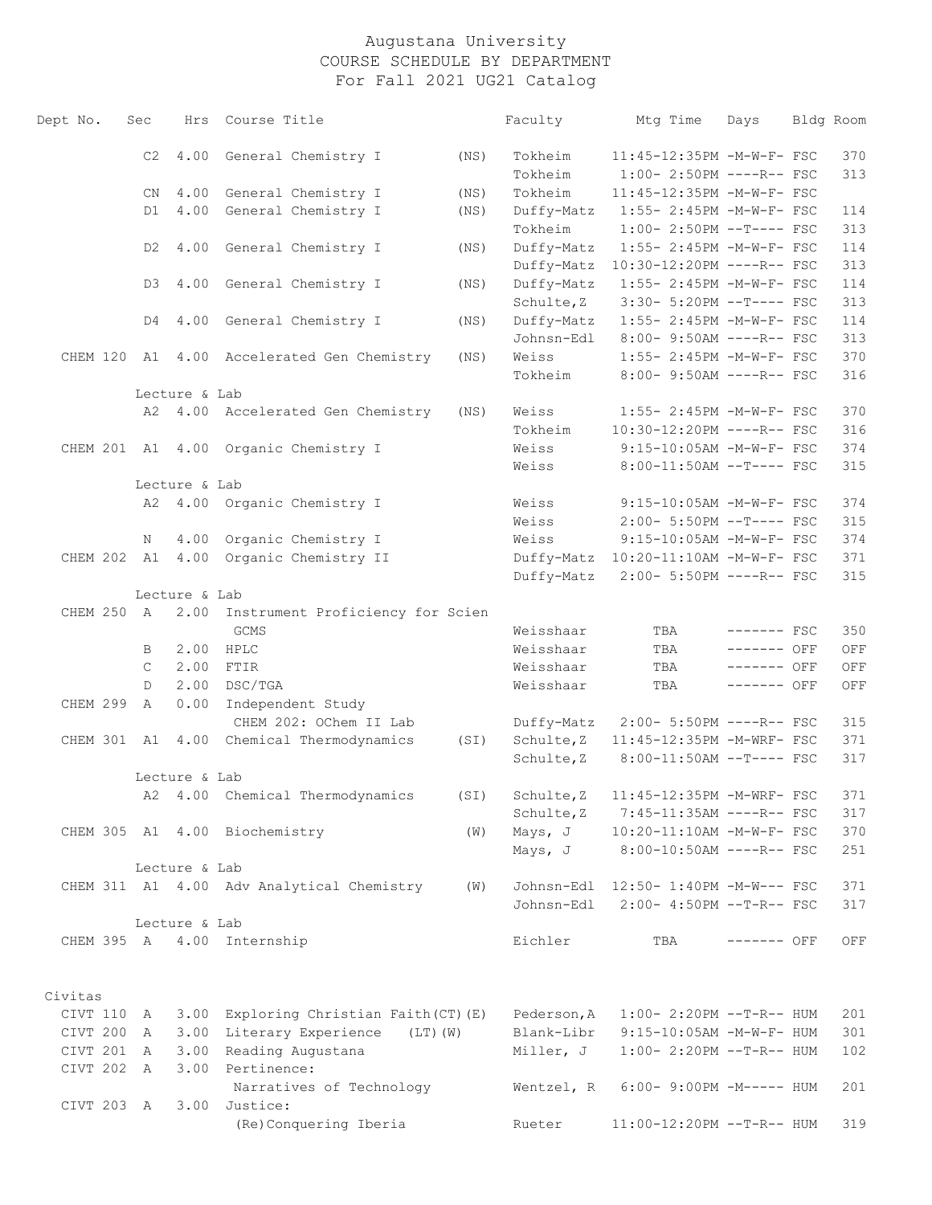# Augustana University
## COURSE SCHEDULE BY DEPARTMENT
### For Fall 2021 UG21 Catalog

| Dept No. | Sec | Hrs | Course Title | | Faculty | Mtg Time | Days | Bldg | Room |
|---|---|---|---|---|---|---|---|---|---|
| | C2 | 4.00 | General Chemistry I | (NS) | Tokheim | 11:45-12:35PM | -M-W-F- | FSC | 370 |
| | | | | | Tokheim | 1:00- 2:50PM | ----R-- | FSC | 313 |
| | CN | 4.00 | General Chemistry I | (NS) | Tokheim | 11:45-12:35PM | -M-W-F- | FSC | |
| | D1 | 4.00 | General Chemistry I | (NS) | Duffy-Matz | 1:55- 2:45PM | -M-W-F- | FSC | 114 |
| | | | | | Tokheim | 1:00- 2:50PM | --T---- | FSC | 313 |
| | D2 | 4.00 | General Chemistry I | (NS) | Duffy-Matz | 1:55- 2:45PM | -M-W-F- | FSC | 114 |
| | | | | | Duffy-Matz | 10:30-12:20PM | ----R-- | FSC | 313 |
| | D3 | 4.00 | General Chemistry I | (NS) | Duffy-Matz | 1:55- 2:45PM | -M-W-F- | FSC | 114 |
| | | | | | Schulte,Z | 3:30- 5:20PM | --T---- | FSC | 313 |
| | D4 | 4.00 | General Chemistry I | (NS) | Duffy-Matz | 1:55- 2:45PM | -M-W-F- | FSC | 114 |
| | | | | | Johnsn-Edl | 8:00- 9:50AM | ----R-- | FSC | 313 |
| CHEM 120 | A1 | 4.00 | Accelerated Gen Chemistry | (NS) | Weiss | 1:55- 2:45PM | -M-W-F- | FSC | 370 |
| | | | | | Tokheim | 8:00- 9:50AM | ----R-- | FSC | 316 |
| | Lecture & Lab | | | | | | | | |
| | A2 | 4.00 | Accelerated Gen Chemistry | (NS) | Weiss | 1:55- 2:45PM | -M-W-F- | FSC | 370 |
| | | | | | Tokheim | 10:30-12:20PM | ----R-- | FSC | 316 |
| CHEM 201 | A1 | 4.00 | Organic Chemistry I | | Weiss | 9:15-10:05AM | -M-W-F- | FSC | 374 |
| | | | | | Weiss | 8:00-11:50AM | --T---- | FSC | 315 |
| | Lecture & Lab | | | | | | | | |
| | A2 | 4.00 | Organic Chemistry I | | Weiss | 9:15-10:05AM | -M-W-F- | FSC | 374 |
| | | | | | Weiss | 2:00- 5:50PM | --T---- | FSC | 315 |
| | N | 4.00 | Organic Chemistry I | | Weiss | 9:15-10:05AM | -M-W-F- | FSC | 374 |
| CHEM 202 | A1 | 4.00 | Organic Chemistry II | | Duffy-Matz | 10:20-11:10AM | -M-W-F- | FSC | 371 |
| | | | | | Duffy-Matz | 2:00- 5:50PM | ----R-- | FSC | 315 |
| | Lecture & Lab | | | | | | | | |
| CHEM 250 | A | 2.00 | Instrument Proficiency for Scien | | | | | | |
| | | | GCMS | | Weisshaar | TBA | ------- | FSC | 350 |
| | B | 2.00 | HPLC | | Weisshaar | TBA | ------- | OFF | OFF |
| | C | 2.00 | FTIR | | Weisshaar | TBA | ------- | OFF | OFF |
| | D | 2.00 | DSC/TGA | | Weisshaar | TBA | ------- | OFF | OFF |
| CHEM 299 | A | 0.00 | Independent Study | | | | | | |
| | | | CHEM 202: OChem II Lab | | Duffy-Matz | 2:00- 5:50PM | ----R-- | FSC | 315 |
| CHEM 301 | A1 | 4.00 | Chemical Thermodynamics | (SI) | Schulte,Z | 11:45-12:35PM | -M-WRF- | FSC | 371 |
| | | | | | Schulte,Z | 8:00-11:50AM | --T---- | FSC | 317 |
| | Lecture & Lab | | | | | | | | |
| | A2 | 4.00 | Chemical Thermodynamics | (SI) | Schulte,Z | 11:45-12:35PM | -M-WRF- | FSC | 371 |
| | | | | | Schulte,Z | 7:45-11:35AM | ----R-- | FSC | 317 |
| CHEM 305 | A1 | 4.00 | Biochemistry | (W) | Mays, J | 10:20-11:10AM | -M-W-F- | FSC | 370 |
| | | | | | Mays, J | 8:00-10:50AM | ----R-- | FSC | 251 |
| | Lecture & Lab | | | | | | | | |
| CHEM 311 | A1 | 4.00 | Adv Analytical Chemistry | (W) | Johnsn-Edl | 12:50- 1:40PM | -M-W--- | FSC | 371 |
| | | | | | Johnsn-Edl | 2:00- 4:50PM | --T-R-- | FSC | 317 |
| | Lecture & Lab | | | | | | | | |
| CHEM 395 | A | 4.00 | Internship | | Eichler | TBA | ------- | OFF | OFF |

## Civitas

| Dept No. | Sec | Hrs | Course Title | Faculty | Mtg Time | Days | Bldg | Room |
|---|---|---|---|---|---|---|---|---|
| CIVT 110 | A | 3.00 | Exploring Christian Faith(CT)(E) | Pederson,A | 1:00- 2:20PM | --T-R-- | HUM | 201 |
| CIVT 200 | A | 3.00 | Literary Experience (LT)(W) | Blank-Libr | 9:15-10:05AM | -M-W-F- | HUM | 301 |
| CIVT 201 | A | 3.00 | Reading Augustana | Miller, J | 1:00- 2:20PM | --T-R-- | HUM | 102 |
| CIVT 202 | A | 3.00 | Pertinence: | | | | | |
| | | | Narratives of Technology | Wentzel, R | 6:00- 9:00PM | -M----- | HUM | 201 |
| CIVT 203 | A | 3.00 | Justice: | | | | | |
| | | | (Re)Conquering Iberia | Rueter | 11:00-12:20PM | --T-R-- | HUM | 319 |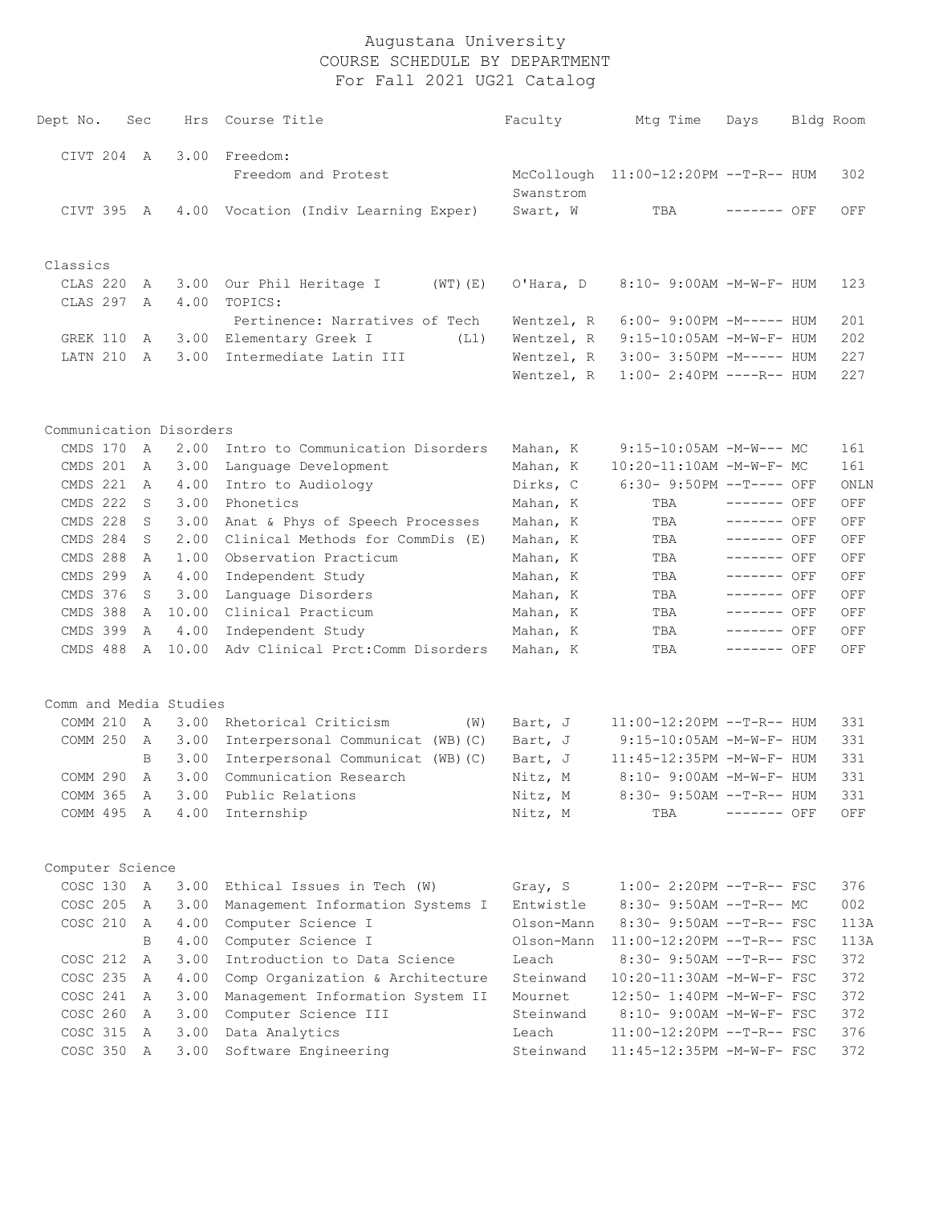# Augustana University
## COURSE SCHEDULE BY DEPARTMENT
### For Fall 2021 UG21 Catalog

| Dept | No. | Sec | Hrs | Course Title | Faculty | Mtg Time | Days | Bldg | Room |
|---|---|---|---|---|---|---|---|---|---|
| CIVT | 204 | A | 3.00 | Freedom: | | | | | |
| | | | | Freedom and Protest | McCollough Swanstrom | 11:00-12:20PM | --T-R-- | HUM | 302 |
| CIVT | 395 | A | 4.00 | Vocation (Indiv Learning Exper) | Swart, W | TBA | ------- | OFF | OFF |
| **Classics** | | | | | | | | | |
| CLAS | 220 | A | 3.00 | Our Phil Heritage I (WT)(E) | O'Hara, D | 8:10- 9:00AM | -M-W-F- | HUM | 123 |
| CLAS | 297 | A | 4.00 | TOPICS: | | | | | |
| | | | | Pertinence: Narratives of Tech | Wentzel, R | 6:00- 9:00PM | -M----- | HUM | 201 |
| GREK | 110 | A | 3.00 | Elementary Greek I (L1) | Wentzel, R | 9:15-10:05AM | -M-W-F- | HUM | 202 |
| LATN | 210 | A | 3.00 | Intermediate Latin III | Wentzel, R | 3:00- 3:50PM | -M----- | HUM | 227 |
| | | | | | Wentzel, R | 1:00- 2:40PM | ----R-- | HUM | 227 |
| **Communication Disorders** | | | | | | | | | |
| CMDS | 170 | A | 2.00 | Intro to Communication Disorders | Mahan, K | 9:15-10:05AM | -M-W--- | MC | 161 |
| CMDS | 201 | A | 3.00 | Language Development | Mahan, K | 10:20-11:10AM | -M-W-F- | MC | 161 |
| CMDS | 221 | A | 4.00 | Intro to Audiology | Dirks, C | 6:30- 9:50PM | --T---- | OFF | ONLN |
| CMDS | 222 | S | 3.00 | Phonetics | Mahan, K | TBA | ------- | OFF | OFF |
| CMDS | 228 | S | 3.00 | Anat & Phys of Speech Processes | Mahan, K | TBA | ------- | OFF | OFF |
| CMDS | 284 | S | 2.00 | Clinical Methods for CommDis (E) | Mahan, K | TBA | ------- | OFF | OFF |
| CMDS | 288 | A | 1.00 | Observation Practicum | Mahan, K | TBA | ------- | OFF | OFF |
| CMDS | 299 | A | 4.00 | Independent Study | Mahan, K | TBA | ------- | OFF | OFF |
| CMDS | 376 | S | 3.00 | Language Disorders | Mahan, K | TBA | ------- | OFF | OFF |
| CMDS | 388 | A | 10.00 | Clinical Practicum | Mahan, K | TBA | ------- | OFF | OFF |
| CMDS | 399 | A | 4.00 | Independent Study | Mahan, K | TBA | ------- | OFF | OFF |
| CMDS | 488 | A | 10.00 | Adv Clinical Prct:Comm Disorders | Mahan, K | TBA | ------- | OFF | OFF |
| **Comm and Media Studies** | | | | | | | | | |
| COMM | 210 | A | 3.00 | Rhetorical Criticism (W) | Bart, J | 11:00-12:20PM | --T-R-- | HUM | 331 |
| COMM | 250 | A | 3.00 | Interpersonal Communicat (WB)(C) | Bart, J | 9:15-10:05AM | -M-W-F- | HUM | 331 |
| | | B | 3.00 | Interpersonal Communicat (WB)(C) | Bart, J | 11:45-12:35PM | -M-W-F- | HUM | 331 |
| COMM | 290 | A | 3.00 | Communication Research | Nitz, M | 8:10- 9:00AM | -M-W-F- | HUM | 331 |
| COMM | 365 | A | 3.00 | Public Relations | Nitz, M | 8:30- 9:50AM | --T-R-- | HUM | 331 |
| COMM | 495 | A | 4.00 | Internship | Nitz, M | TBA | ------- | OFF | OFF |
| **Computer Science** | | | | | | | | | |
| COSC | 130 | A | 3.00 | Ethical Issues in Tech (W) | Gray, S | 1:00- 2:20PM | --T-R-- | FSC | 376 |
| COSC | 205 | A | 3.00 | Management Information Systems I | Entwistle | 8:30- 9:50AM | --T-R-- | MC | 002 |
| COSC | 210 | A | 4.00 | Computer Science I | Olson-Mann | 8:30- 9:50AM | --T-R-- | FSC | 113A |
| | | B | 4.00 | Computer Science I | Olson-Mann | 11:00-12:20PM | --T-R-- | FSC | 113A |
| COSC | 212 | A | 3.00 | Introduction to Data Science | Leach | 8:30- 9:50AM | --T-R-- | FSC | 372 |
| COSC | 235 | A | 4.00 | Comp Organization & Architecture | Steinwand | 10:20-11:30AM | -M-W-F- | FSC | 372 |
| COSC | 241 | A | 3.00 | Management Information System II | Mournet | 12:50- 1:40PM | -M-W-F- | FSC | 372 |
| COSC | 260 | A | 3.00 | Computer Science III | Steinwand | 8:10- 9:00AM | -M-W-F- | FSC | 372 |
| COSC | 315 | A | 3.00 | Data Analytics | Leach | 11:00-12:20PM | --T-R-- | FSC | 376 |
| COSC | 350 | A | 3.00 | Software Engineering | Steinwand | 11:45-12:35PM | -M-W-F- | FSC | 372 |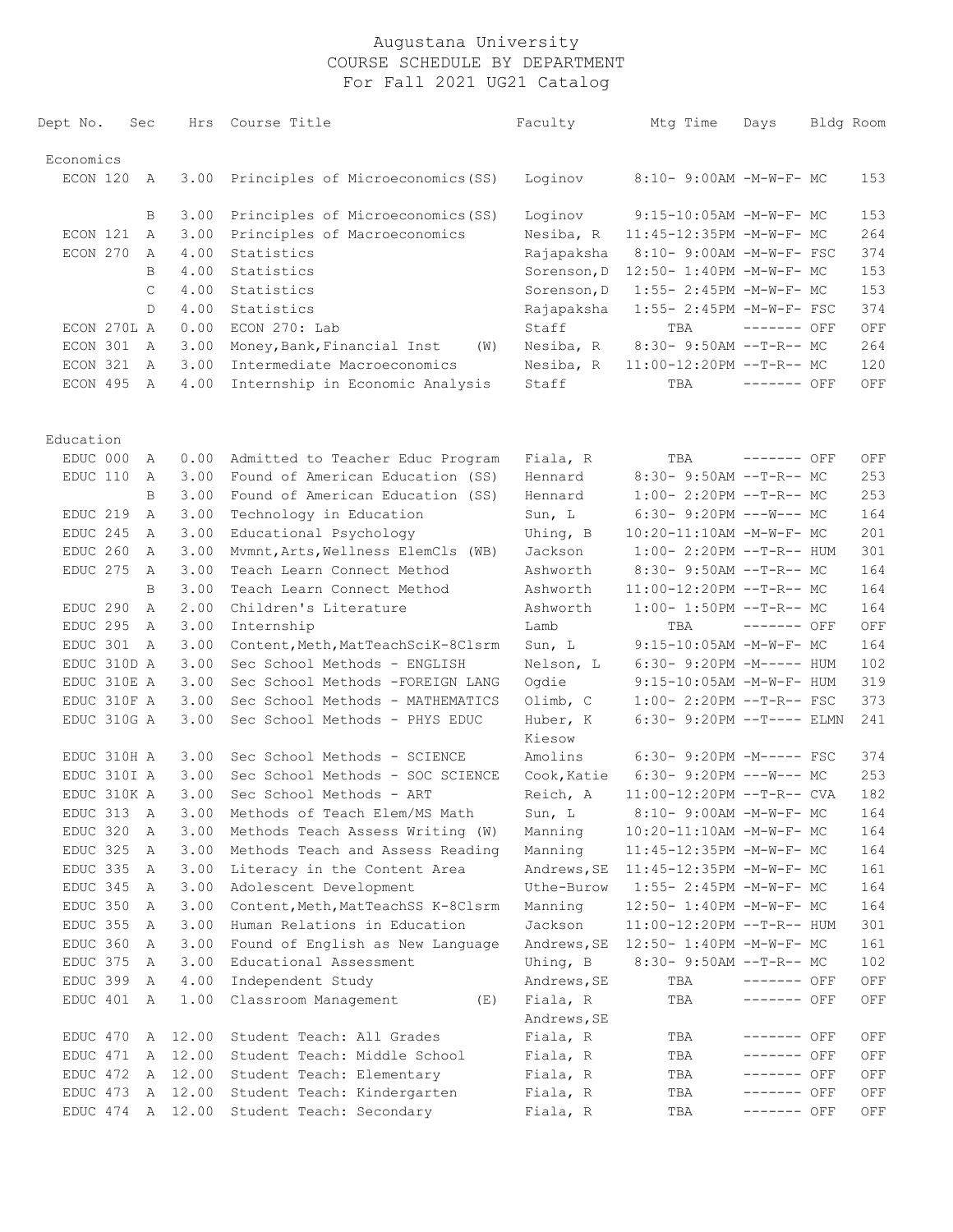# Augustana University
## COURSE SCHEDULE BY DEPARTMENT
## For Fall 2021 UG21 Catalog

| Dept No. | Sec | Hrs | Course Title | Faculty | Mtg Time | Days | Bldg | Room |
|---|---|---|---|---|---|---|---|---|
| **Economics** | | | | | | | | |
| ECON 120 | A | 3.00 | Principles of Microeconomics(SS) | Loginov | 8:10- 9:00AM | -M-W-F- | MC | 153 |
| | B | 3.00 | Principles of Microeconomics(SS) | Loginov | 9:15-10:05AM | -M-W-F- | MC | 153 |
| ECON 121 | A | 3.00 | Principles of Macroeconomics | Nesiba, R | 11:45-12:35PM | -M-W-F- | MC | 264 |
| ECON 270 | A | 4.00 | Statistics | Rajapaksha | 8:10- 9:00AM | -M-W-F- | FSC | 374 |
| | B | 4.00 | Statistics | Sorenson,D | 12:50- 1:40PM | -M-W-F- | MC | 153 |
| | C | 4.00 | Statistics | Sorenson,D | 1:55- 2:45PM | -M-W-F- | MC | 153 |
| | D | 4.00 | Statistics | Rajapaksha | 1:55- 2:45PM | -M-W-F- | FSC | 374 |
| ECON 270L | A | 0.00 | ECON 270: Lab | Staff | TBA | ------- | OFF | OFF |
| ECON 301 | A | 3.00 | Money,Bank,Financial Inst (W) | Nesiba, R | 8:30- 9:50AM | --T-R-- | MC | 264 |
| ECON 321 | A | 3.00 | Intermediate Macroeconomics | Nesiba, R | 11:00-12:20PM | --T-R-- | MC | 120 |
| ECON 495 | A | 4.00 | Internship in Economic Analysis | Staff | TBA | ------- | OFF | OFF |
| **Education** | | | | | | | | |
| EDUC 000 | A | 0.00 | Admitted to Teacher Educ Program | Fiala, R | TBA | ------- | OFF | OFF |
| EDUC 110 | A | 3.00 | Found of American Education (SS) | Hennard | 8:30- 9:50AM | --T-R-- | MC | 253 |
| | B | 3.00 | Found of American Education (SS) | Hennard | 1:00- 2:20PM | --T-R-- | MC | 253 |
| EDUC 219 | A | 3.00 | Technology in Education | Sun, L | 6:30- 9:20PM | ---W--- | MC | 164 |
| EDUC 245 | A | 3.00 | Educational Psychology | Uhing, B | 10:20-11:10AM | -M-W-F- | MC | 201 |
| EDUC 260 | A | 3.00 | Mvmnt,Arts,Wellness ElemCls (WB) | Jackson | 1:00- 2:20PM | --T-R-- | HUM | 301 |
| EDUC 275 | A | 3.00 | Teach Learn Connect Method | Ashworth | 8:30- 9:50AM | --T-R-- | MC | 164 |
| | B | 3.00 | Teach Learn Connect Method | Ashworth | 11:00-12:20PM | --T-R-- | MC | 164 |
| EDUC 290 | A | 2.00 | Children's Literature | Ashworth | 1:00- 1:50PM | --T-R-- | MC | 164 |
| EDUC 295 | A | 3.00 | Internship | Lamb | TBA | ------- | OFF | OFF |
| EDUC 301 | A | 3.00 | Content,Meth,MatTeachSciK-8Clsrm | Sun, L | 9:15-10:05AM | -M-W-F- | MC | 164 |
| EDUC 310D | A | 3.00 | Sec School Methods - ENGLISH | Nelson, L | 6:30- 9:20PM | -M----- | HUM | 102 |
| EDUC 310E | A | 3.00 | Sec School Methods -FOREIGN LANG | Ogdie | 9:15-10:05AM | -M-W-F- | HUM | 319 |
| EDUC 310F | A | 3.00 | Sec School Methods - MATHEMATICS | Olimb, C | 1:00- 2:20PM | --T-R-- | FSC | 373 |
| EDUC 310G | A | 3.00 | Sec School Methods - PHYS EDUC | Huber, K<br>Kiesow | 6:30- 9:20PM | --T---- | ELMN | 241 |
| EDUC 310H | A | 3.00 | Sec School Methods - SCIENCE | Amolins | 6:30- 9:20PM | -M----- | FSC | 374 |
| EDUC 310I | A | 3.00 | Sec School Methods - SOC SCIENCE | Cook,Katie | 6:30- 9:20PM | ---W--- | MC | 253 |
| EDUC 310K | A | 3.00 | Sec School Methods - ART | Reich, A | 11:00-12:20PM | --T-R-- | CVA | 182 |
| EDUC 313 | A | 3.00 | Methods of Teach Elem/MS Math | Sun, L | 8:10- 9:00AM | -M-W-F- | MC | 164 |
| EDUC 320 | A | 3.00 | Methods Teach Assess Writing (W) | Manning | 10:20-11:10AM | -M-W-F- | MC | 164 |
| EDUC 325 | A | 3.00 | Methods Teach and Assess Reading | Manning | 11:45-12:35PM | -M-W-F- | MC | 164 |
| EDUC 335 | A | 3.00 | Literacy in the Content Area | Andrews,SE | 11:45-12:35PM | -M-W-F- | MC | 161 |
| EDUC 345 | A | 3.00 | Adolescent Development | Uthe-Burow | 1:55- 2:45PM | -M-W-F- | MC | 164 |
| EDUC 350 | A | 3.00 | Content,Meth,MatTeachSS K-8Clsrm | Manning | 12:50- 1:40PM | -M-W-F- | MC | 164 |
| EDUC 355 | A | 3.00 | Human Relations in Education | Jackson | 11:00-12:20PM | --T-R-- | HUM | 301 |
| EDUC 360 | A | 3.00 | Found of English as New Language | Andrews,SE | 12:50- 1:40PM | -M-W-F- | MC | 161 |
| EDUC 375 | A | 3.00 | Educational Assessment | Uhing, B | 8:30- 9:50AM | --T-R-- | MC | 102 |
| EDUC 399 | A | 4.00 | Independent Study | Andrews,SE | TBA | ------- | OFF | OFF |
| EDUC 401 | A | 1.00 | Classroom Management (E) | Fiala, R<br>Andrews,SE | TBA | ------- | OFF | OFF |
| EDUC 470 | A | 12.00 | Student Teach: All Grades | Fiala, R | TBA | ------- | OFF | OFF |
| EDUC 471 | A | 12.00 | Student Teach: Middle School | Fiala, R | TBA | ------- | OFF | OFF |
| EDUC 472 | A | 12.00 | Student Teach: Elementary | Fiala, R | TBA | ------- | OFF | OFF |
| EDUC 473 | A | 12.00 | Student Teach: Kindergarten | Fiala, R | TBA | ------- | OFF | OFF |
| EDUC 474 | A | 12.00 | Student Teach: Secondary | Fiala, R | TBA | ------- | OFF | OFF |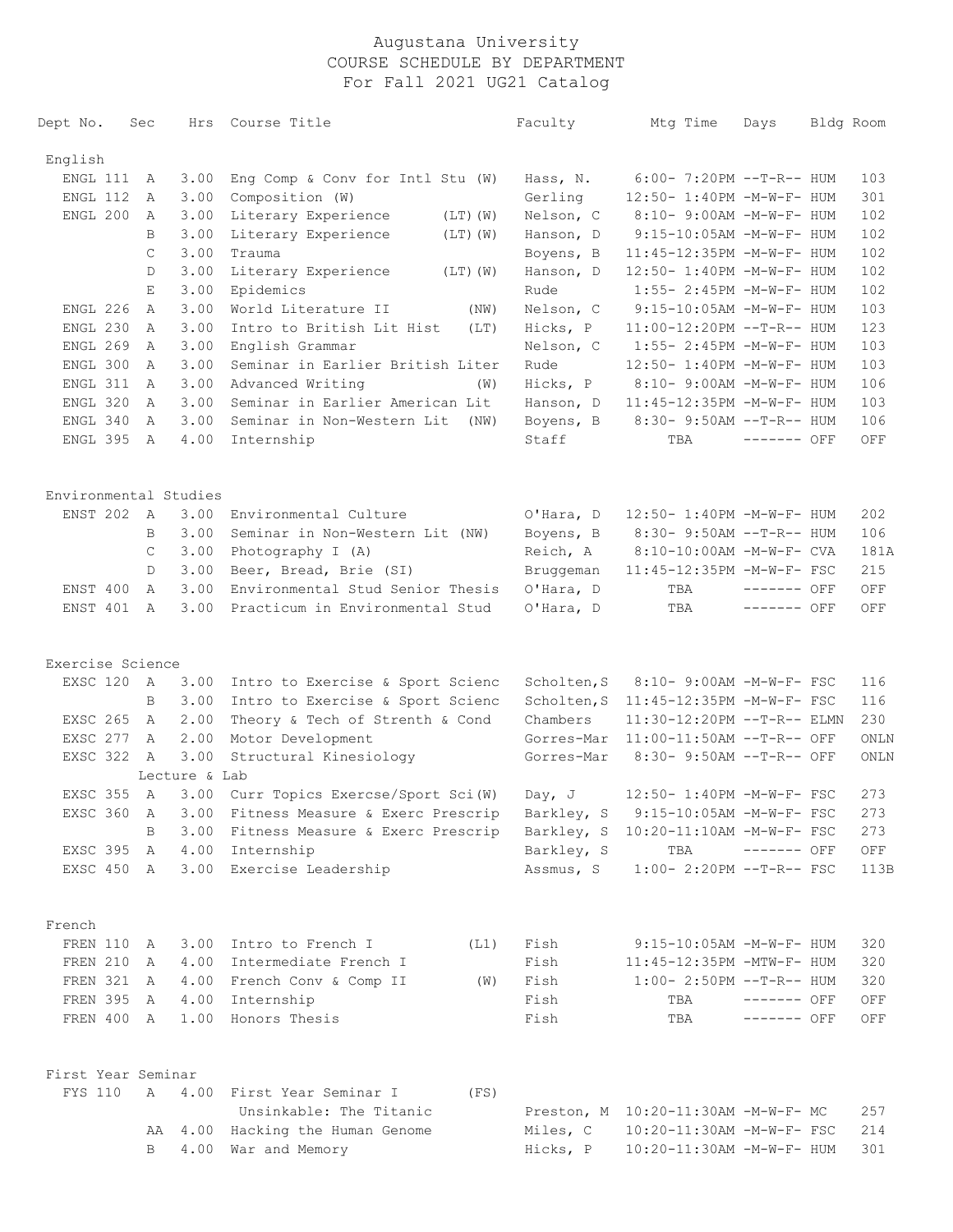# Augustana University
## COURSE SCHEDULE BY DEPARTMENT
## For Fall 2021 UG21 Catalog

| Dept No. | Sec | Hrs | Course Title | Faculty | Mtg Time | Days | Bldg | Room |
|---|---|---|---|---|---|---|---|---|
| **English** | | | | | | | | |
| ENGL 111 | A | 3.00 | Eng Comp & Conv for Intl Stu (W) | Hass, N. | 6:00- 7:20PM | --T-R-- | HUM | 103 |
| ENGL 112 | A | 3.00 | Composition (W) | Gerling | 12:50- 1:40PM | -M-W-F- | HUM | 301 |
| ENGL 200 | A | 3.00 | Literary Experience (LT)(W) | Nelson, C | 8:10- 9:00AM | -M-W-F- | HUM | 102 |
| | B | 3.00 | Literary Experience (LT)(W) | Hanson, D | 9:15-10:05AM | -M-W-F- | HUM | 102 |
| | C | 3.00 | Trauma | Boyens, B | 11:45-12:35PM | -M-W-F- | HUM | 102 |
| | D | 3.00 | Literary Experience (LT)(W) | Hanson, D | 12:50- 1:40PM | -M-W-F- | HUM | 102 |
| | E | 3.00 | Epidemics | Rude | 1:55- 2:45PM | -M-W-F- | HUM | 102 |
| ENGL 226 | A | 3.00 | World Literature II (NW) | Nelson, C | 9:15-10:05AM | -M-W-F- | HUM | 103 |
| ENGL 230 | A | 3.00 | Intro to British Lit Hist (LT) | Hicks, P | 11:00-12:20PM | --T-R-- | HUM | 123 |
| ENGL 269 | A | 3.00 | English Grammar | Nelson, C | 1:55- 2:45PM | -M-W-F- | HUM | 103 |
| ENGL 300 | A | 3.00 | Seminar in Earlier British Liter | Rude | 12:50- 1:40PM | -M-W-F- | HUM | 103 |
| ENGL 311 | A | 3.00 | Advanced Writing (W) | Hicks, P | 8:10- 9:00AM | -M-W-F- | HUM | 106 |
| ENGL 320 | A | 3.00 | Seminar in Earlier American Lit | Hanson, D | 11:45-12:35PM | -M-W-F- | HUM | 103 |
| ENGL 340 | A | 3.00 | Seminar in Non-Western Lit (NW) | Boyens, B | 8:30- 9:50AM | --T-R-- | HUM | 106 |
| ENGL 395 | A | 4.00 | Internship | Staff | TBA | ------- | OFF | OFF |
| **Environmental Studies** | | | | | | | | |
| ENST 202 | A | 3.00 | Environmental Culture | O'Hara, D | 12:50- 1:40PM | -M-W-F- | HUM | 202 |
| | B | 3.00 | Seminar in Non-Western Lit (NW) | Boyens, B | 8:30- 9:50AM | --T-R-- | HUM | 106 |
| | C | 3.00 | Photography I (A) | Reich, A | 8:10-10:00AM | -M-W-F- | CVA | 181A |
| | D | 3.00 | Beer, Bread, Brie (SI) | Bruggeman | 11:45-12:35PM | -M-W-F- | FSC | 215 |
| ENST 400 | A | 3.00 | Environmental Stud Senior Thesis | O'Hara, D | TBA | ------- | OFF | OFF |
| ENST 401 | A | 3.00 | Practicum in Environmental Stud | O'Hara, D | TBA | ------- | OFF | OFF |
| **Exercise Science** | | | | | | | | |
| EXSC 120 | A | 3.00 | Intro to Exercise & Sport Scienc | Scholten,S | 8:10- 9:00AM | -M-W-F- | FSC | 116 |
| | B | 3.00 | Intro to Exercise & Sport Scienc | Scholten,S | 11:45-12:35PM | -M-W-F- | FSC | 116 |
| EXSC 265 | A | 2.00 | Theory & Tech of Strenth & Cond | Chambers | 11:30-12:20PM | --T-R-- | ELMN | 230 |
| EXSC 277 | A | 2.00 | Motor Development | Gorres-Mar | 11:00-11:50AM | --T-R-- | OFF | ONLN |
| EXSC 322 | A | 3.00 | Structural Kinesiology | Gorres-Mar | 8:30- 9:50AM | --T-R-- | OFF | ONLN |
| | | | Lecture & Lab | | | | | |
| EXSC 355 | A | 3.00 | Curr Topics Exercse/Sport Sci(W) | Day, J | 12:50- 1:40PM | -M-W-F- | FSC | 273 |
| EXSC 360 | A | 3.00 | Fitness Measure & Exerc Prescrip | Barkley, S | 9:15-10:05AM | -M-W-F- | FSC | 273 |
| | B | 3.00 | Fitness Measure & Exerc Prescrip | Barkley, S | 10:20-11:10AM | -M-W-F- | FSC | 273 |
| EXSC 395 | A | 4.00 | Internship | Barkley, S | TBA | ------- | OFF | OFF |
| EXSC 450 | A | 3.00 | Exercise Leadership | Assmus, S | 1:00- 2:20PM | --T-R-- | FSC | 113B |
| **French** | | | | | | | | |
| FREN 110 | A | 3.00 | Intro to French I (L1) | Fish | 9:15-10:05AM | -M-W-F- | HUM | 320 |
| FREN 210 | A | 4.00 | Intermediate French I | Fish | 11:45-12:35PM | -MTW-F- | HUM | 320 |
| FREN 321 | A | 4.00 | French Conv & Comp II (W) | Fish | 1:00- 2:50PM | --T-R-- | HUM | 320 |
| FREN 395 | A | 4.00 | Internship | Fish | TBA | ------- | OFF | OFF |
| FREN 400 | A | 1.00 | Honors Thesis | Fish | TBA | ------- | OFF | OFF |
| **First Year Seminar** | | | | | | | | |
| FYS 110 | A | 4.00 | First Year Seminar I (FS) | | | | | |
| | | | Unsinkable: The Titanic | Preston, M | 10:20-11:30AM | -M-W-F- | MC | 257 |
| | AA | 4.00 | Hacking the Human Genome | Miles, C | 10:20-11:30AM | -M-W-F- | FSC | 214 |
| | B | 4.00 | War and Memory | Hicks, P | 10:20-11:30AM | -M-W-F- | HUM | 301 |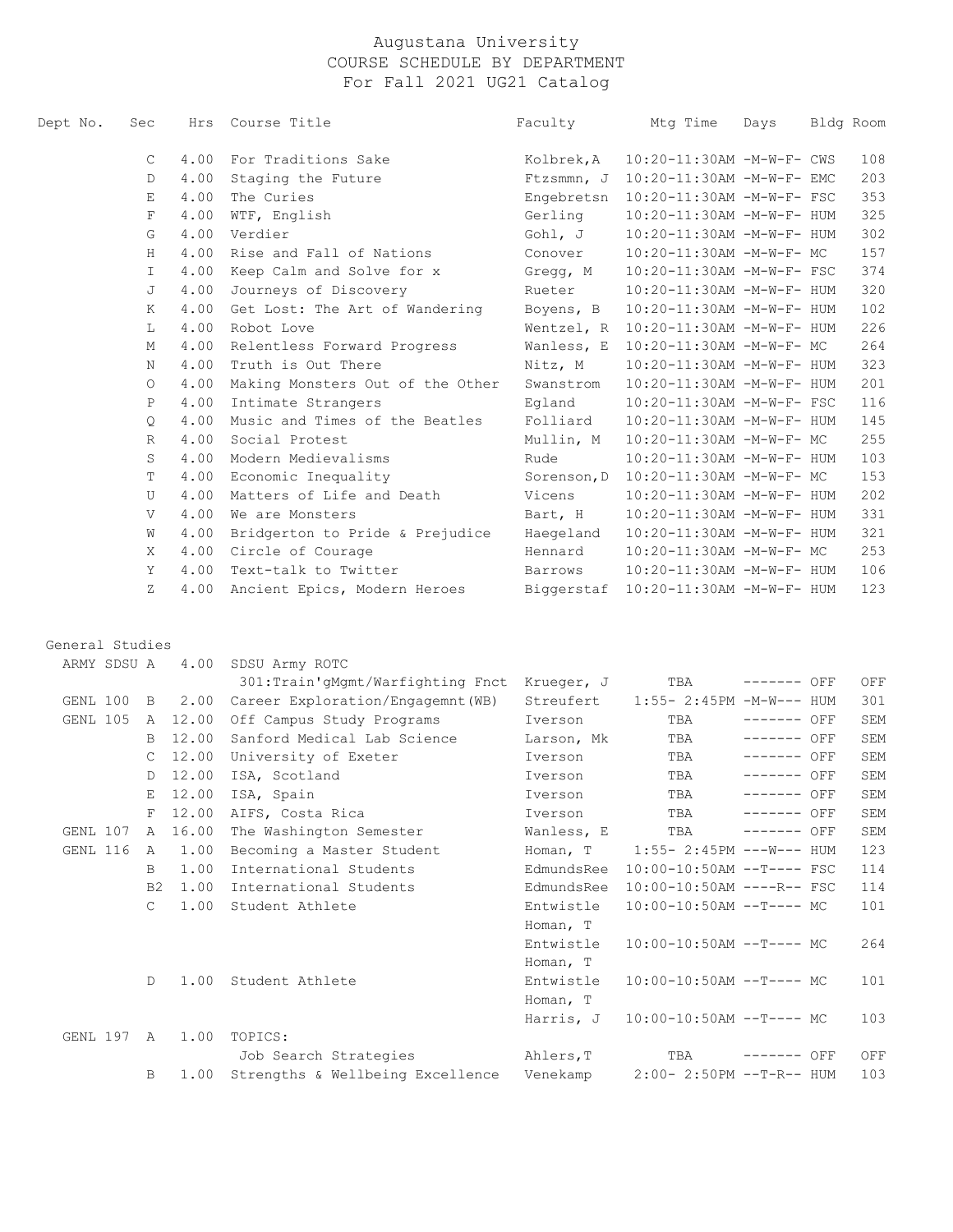# Augustana University
## COURSE SCHEDULE BY DEPARTMENT
### For Fall 2021 UG21 Catalog

| Dept No. | Sec | Hrs | Course Title | Faculty | Mtg Time | Days | Bldg | Room |
|---|---|---|---|---|---|---|---|---|
| | C | 4.00 | For Traditions Sake | Kolbrek,A | 10:20-11:30AM | -M-W-F- | CWS | 108 |
| | D | 4.00 | Staging the Future | Ftzsmmn, J | 10:20-11:30AM | -M-W-F- | EMC | 203 |
| | E | 4.00 | The Curies | Engebretsn | 10:20-11:30AM | -M-W-F- | FSC | 353 |
| | F | 4.00 | WTF, English | Gerling | 10:20-11:30AM | -M-W-F- | HUM | 325 |
| | G | 4.00 | Verdier | Gohl, J | 10:20-11:30AM | -M-W-F- | HUM | 302 |
| | H | 4.00 | Rise and Fall of Nations | Conover | 10:20-11:30AM | -M-W-F- | MC | 157 |
| | I | 4.00 | Keep Calm and Solve for x | Gregg, M | 10:20-11:30AM | -M-W-F- | FSC | 374 |
| | J | 4.00 | Journeys of Discovery | Rueter | 10:20-11:30AM | -M-W-F- | HUM | 320 |
| | K | 4.00 | Get Lost: The Art of Wandering | Boyens, B | 10:20-11:30AM | -M-W-F- | HUM | 102 |
| | L | 4.00 | Robot Love | Wentzel, R | 10:20-11:30AM | -M-W-F- | HUM | 226 |
| | M | 4.00 | Relentless Forward Progress | Wanless, E | 10:20-11:30AM | -M-W-F- | MC | 264 |
| | N | 4.00 | Truth is Out There | Nitz, M | 10:20-11:30AM | -M-W-F- | HUM | 323 |
| | O | 4.00 | Making Monsters Out of the Other | Swanstrom | 10:20-11:30AM | -M-W-F- | HUM | 201 |
| | P | 4.00 | Intimate Strangers | Egland | 10:20-11:30AM | -M-W-F- | FSC | 116 |
| | Q | 4.00 | Music and Times of the Beatles | Folliard | 10:20-11:30AM | -M-W-F- | HUM | 145 |
| | R | 4.00 | Social Protest | Mullin, M | 10:20-11:30AM | -M-W-F- | MC | 255 |
| | S | 4.00 | Modern Medievalisms | Rude | 10:20-11:30AM | -M-W-F- | HUM | 103 |
| | T | 4.00 | Economic Inequality | Sorenson,D | 10:20-11:30AM | -M-W-F- | MC | 153 |
| | U | 4.00 | Matters of Life and Death | Vicens | 10:20-11:30AM | -M-W-F- | HUM | 202 |
| | V | 4.00 | We are Monsters | Bart, H | 10:20-11:30AM | -M-W-F- | HUM | 331 |
| | W | 4.00 | Bridgerton to Pride & Prejudice | Haegeland | 10:20-11:30AM | -M-W-F- | HUM | 321 |
| | X | 4.00 | Circle of Courage | Hennard | 10:20-11:30AM | -M-W-F- | MC | 253 |
| | Y | 4.00 | Text-talk to Twitter | Barrows | 10:20-11:30AM | -M-W-F- | HUM | 106 |
| | Z | 4.00 | Ancient Epics, Modern Heroes | Biggerstaf | 10:20-11:30AM | -M-W-F- | HUM | 123 |

## General Studies

| Dept No. | Sec | Hrs | Course Title | Faculty | Mtg Time | Days | Bldg | Room |
|---|---|---|---|---|---|---|---|---|
| ARMY SDSU | A | 4.00 | SDSU Army ROTC | | | | | |
| | | | 301:Train'gMgmt/Warfighting Fnct | Krueger, J | TBA | ------- | OFF | OFF |
| GENL 100 | B | 2.00 | Career Exploration/Engagemnt(WB) | Streufert | 1:55- 2:45PM | -M-W--- | HUM | 301 |
| GENL 105 | A | 12.00 | Off Campus Study Programs | Iverson | TBA | ------- | OFF | SEM |
| | B | 12.00 | Sanford Medical Lab Science | Larson, Mk | TBA | ------- | OFF | SEM |
| | C | 12.00 | University of Exeter | Iverson | TBA | ------- | OFF | SEM |
| | D | 12.00 | ISA, Scotland | Iverson | TBA | ------- | OFF | SEM |
| | E | 12.00 | ISA, Spain | Iverson | TBA | ------- | OFF | SEM |
| | F | 12.00 | AIFS, Costa Rica | Iverson | TBA | ------- | OFF | SEM |
| GENL 107 | A | 16.00 | The Washington Semester | Wanless, E | TBA | ------- | OFF | SEM |
| GENL 116 | A | 1.00 | Becoming a Master Student | Homan, T | 1:55- 2:45PM | ---W--- | HUM | 123 |
| | B | 1.00 | International Students | EdmundsRee | 10:00-10:50AM | --T---- | FSC | 114 |
| | B2 | 1.00 | International Students | EdmundsRee | 10:00-10:50AM | ----R-- | FSC | 114 |
| | C | 1.00 | Student Athlete | Entwistle | 10:00-10:50AM | --T---- | MC | 101 |
| | | | | Homan, T | | | | |
| | | | | Entwistle | 10:00-10:50AM | --T---- | MC | 264 |
| | | | | Homan, T | | | | |
| | D | 1.00 | Student Athlete | Entwistle | 10:00-10:50AM | --T---- | MC | 101 |
| | | | | Homan, T | | | | |
| | | | | Harris, J | 10:00-10:50AM | --T---- | MC | 103 |
| GENL 197 | A | 1.00 | TOPICS: | | | | | |
| | | | Job Search Strategies | Ahlers,T | TBA | ------- | OFF | OFF |
| | B | 1.00 | Strengths & Wellbeing Excellence | Venekamp | 2:00- 2:50PM | --T-R-- | HUM | 103 |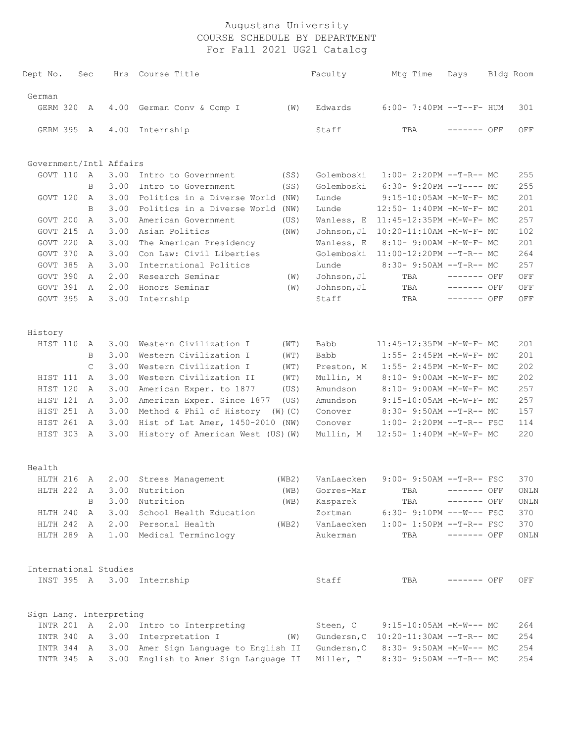# Augustana University
## COURSE SCHEDULE BY DEPARTMENT
### For Fall 2021 UG21 Catalog

| Dept | No. | Sec | Hrs | Course Title | | Faculty | Mtg Time | Days | Bldg | Room |
|---|---|---|---|---|---|---|---|---|---|---|
| **German** | | | | | | | | | | |
| GERM | 320 | A | 4.00 | German Conv & Comp I | (W) | Edwards | 6:00- 7:40PM | --T--F- | HUM | 301 |
| GERM | 395 | A | 4.00 | Internship | | Staff | TBA | ------- | OFF | OFF |
| **Government/Intl Affairs** | | | | | | | | | | |
| GOVT | 110 | A | 3.00 | Intro to Government | (SS) | Golemboski | 1:00- 2:20PM | --T-R-- | MC | 255 |
| | | B | 3.00 | Intro to Government | (SS) | Golemboski | 6:30- 9:20PM | --T---- | MC | 255 |
| GOVT | 120 | A | 3.00 | Politics in a Diverse World | (NW) | Lunde | 9:15-10:05AM | -M-W-F- | MC | 201 |
| | | B | 3.00 | Politics in a Diverse World | (NW) | Lunde | 12:50- 1:40PM | -M-W-F- | MC | 201 |
| GOVT | 200 | A | 3.00 | American Government | (US) | Wanless, E | 11:45-12:35PM | -M-W-F- | MC | 257 |
| GOVT | 215 | A | 3.00 | Asian Politics | (NW) | Johnson,Jl | 10:20-11:10AM | -M-W-F- | MC | 102 |
| GOVT | 220 | A | 3.00 | The American Presidency | | Wanless, E | 8:10- 9:00AM | -M-W-F- | MC | 201 |
| GOVT | 370 | A | 3.00 | Con Law: Civil Liberties | | Golemboski | 11:00-12:20PM | --T-R-- | MC | 264 |
| GOVT | 385 | A | 3.00 | International Politics | | Lunde | 8:30- 9:50AM | --T-R-- | MC | 257 |
| GOVT | 390 | A | 2.00 | Research Seminar | (W) | Johnson,Jl | TBA | ------- | OFF | OFF |
| GOVT | 391 | A | 2.00 | Honors Seminar | (W) | Johnson,Jl | TBA | ------- | OFF | OFF |
| GOVT | 395 | A | 3.00 | Internship | | Staff | TBA | ------- | OFF | OFF |
| **History** | | | | | | | | | | |
| HIST | 110 | A | 3.00 | Western Civilization I | (WT) | Babb | 11:45-12:35PM | -M-W-F- | MC | 201 |
| | | B | 3.00 | Western Civilization I | (WT) | Babb | 1:55- 2:45PM | -M-W-F- | MC | 201 |
| | | C | 3.00 | Western Civilization I | (WT) | Preston, M | 1:55- 2:45PM | -M-W-F- | MC | 202 |
| HIST | 111 | A | 3.00 | Western Civilization II | (WT) | Mullin, M | 8:10- 9:00AM | -M-W-F- | MC | 202 |
| HIST | 120 | A | 3.00 | American Exper. to 1877 | (US) | Amundson | 8:10- 9:00AM | -M-W-F- | MC | 257 |
| HIST | 121 | A | 3.00 | American Exper. Since 1877 | (US) | Amundson | 9:15-10:05AM | -M-W-F- | MC | 257 |
| HIST | 251 | A | 3.00 | Method & Phil of History | (W)(C) | Conover | 8:30- 9:50AM | --T-R-- | MC | 157 |
| HIST | 261 | A | 3.00 | Hist of Lat Amer, 1450-2010 | (NW) | Conover | 1:00- 2:20PM | --T-R-- | FSC | 114 |
| HIST | 303 | A | 3.00 | History of American West | (US)(W) | Mullin, M | 12:50- 1:40PM | -M-W-F- | MC | 220 |
| **Health** | | | | | | | | | | |
| HLTH | 216 | A | 2.00 | Stress Management | (WB2) | VanLaecken | 9:00- 9:50AM | --T-R-- | FSC | 370 |
| HLTH | 222 | A | 3.00 | Nutrition | (WB) | Gorres-Mar | TBA | ------- | OFF | ONLN |
| | | B | 3.00 | Nutrition | (WB) | Kasparek | TBA | ------- | OFF | ONLN |
| HLTH | 240 | A | 3.00 | School Health Education | | Zortman | 6:30- 9:10PM | ---W--- | FSC | 370 |
| HLTH | 242 | A | 2.00 | Personal Health | (WB2) | VanLaecken | 1:00- 1:50PM | --T-R-- | FSC | 370 |
| HLTH | 289 | A | 1.00 | Medical Terminology | | Aukerman | TBA | ------- | OFF | ONLN |
| **International Studies** | | | | | | | | | | |
| INST | 395 | A | 3.00 | Internship | | Staff | TBA | ------- | OFF | OFF |
| **Sign Lang. Interpreting** | | | | | | | | | | |
| INTR | 201 | A | 2.00 | Intro to Interpreting | | Steen, C | 9:15-10:05AM | -M-W--- | MC | 264 |
| INTR | 340 | A | 3.00 | Interpretation I | (W) | Gundersn,C | 10:20-11:30AM | --T-R-- | MC | 254 |
| INTR | 344 | A | 3.00 | Amer Sign Language to English II | | Gundersn,C | 8:30- 9:50AM | -M-W--- | MC | 254 |
| INTR | 345 | A | 3.00 | English to Amer Sign Language II | | Miller, T | 8:30- 9:50AM | --T-R-- | MC | 254 |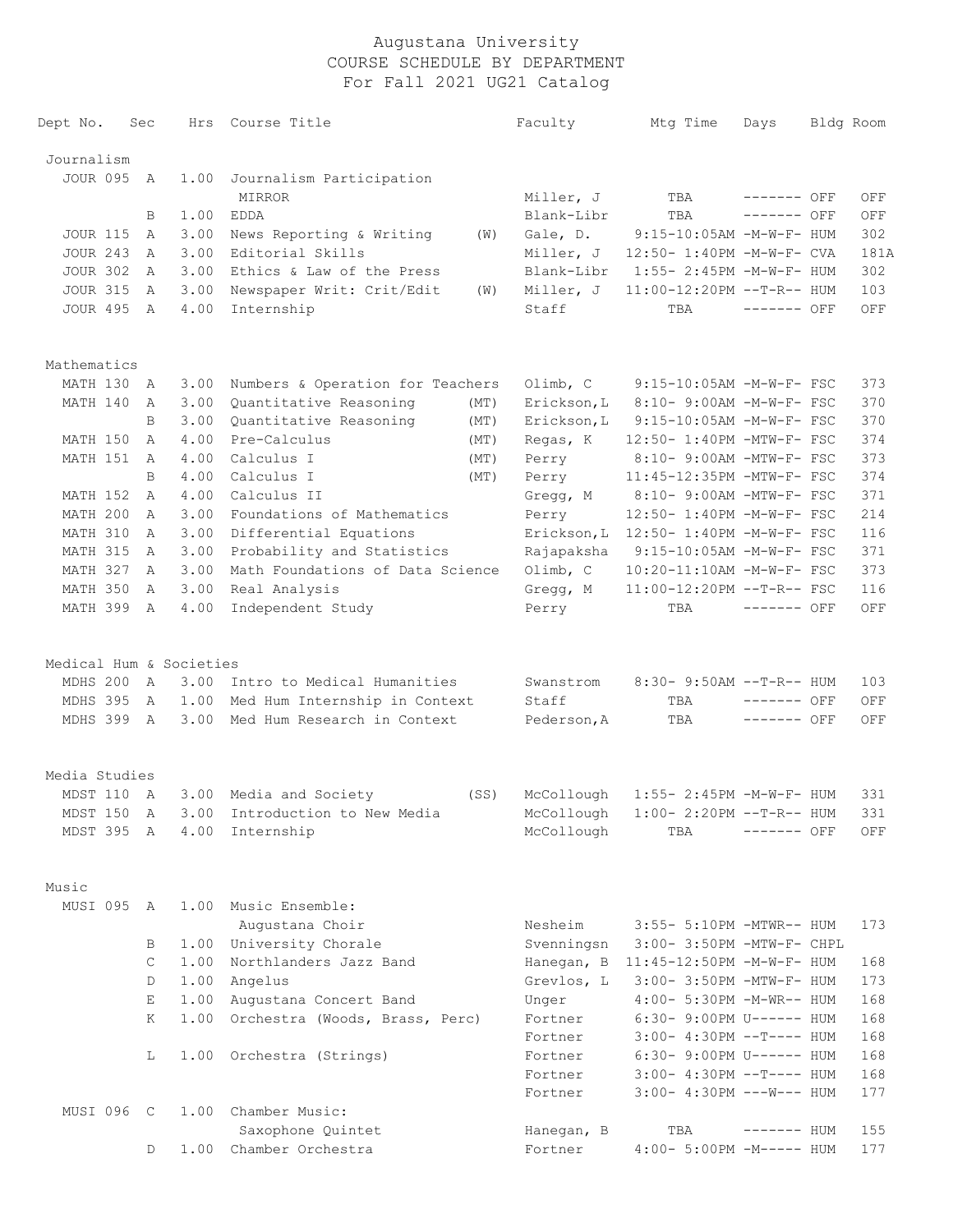# Augustana University
## COURSE SCHEDULE BY DEPARTMENT
## For Fall 2021 UG21 Catalog

| Dept No. | Sec | Hrs | Course Title | | Faculty | Mtg Time | Days | Bldg | Room |
|---|---|---|---|---|---|---|---|---|---|
| **Journalism** | | | | | | | | | |
| JOUR 095 | A | 1.00 | Journalism Participation | | | | | | |
| | | | MIRROR | | Miller, J | TBA | ------- | OFF | OFF |
| | B | 1.00 | EDDA | | Blank-Libr | TBA | ------- | OFF | OFF |
| JOUR 115 | A | 3.00 | News Reporting & Writing | (W) | Gale, D. | 9:15-10:05AM | -M-W-F- | HUM | 302 |
| JOUR 243 | A | 3.00 | Editorial Skills | | Miller, J | 12:50- 1:40PM | -M-W-F- | CVA | 181A |
| JOUR 302 | A | 3.00 | Ethics & Law of the Press | | Blank-Libr | 1:55- 2:45PM | -M-W-F- | HUM | 302 |
| JOUR 315 | A | 3.00 | Newspaper Writ: Crit/Edit | (W) | Miller, J | 11:00-12:20PM | --T-R-- | HUM | 103 |
| JOUR 495 | A | 4.00 | Internship | | Staff | TBA | ------- | OFF | OFF |
| **Mathematics** | | | | | | | | | |
| MATH 130 | A | 3.00 | Numbers & Operation for Teachers | | Olimb, C | 9:15-10:05AM | -M-W-F- | FSC | 373 |
| MATH 140 | A | 3.00 | Quantitative Reasoning | (MT) | Erickson,L | 8:10- 9:00AM | -M-W-F- | FSC | 370 |
| | B | 3.00 | Quantitative Reasoning | (MT) | Erickson,L | 9:15-10:05AM | -M-W-F- | FSC | 370 |
| MATH 150 | A | 4.00 | Pre-Calculus | (MT) | Regas, K | 12:50- 1:40PM | -MTW-F- | FSC | 374 |
| MATH 151 | A | 4.00 | Calculus I | (MT) | Perry | 8:10- 9:00AM | -MTW-F- | FSC | 373 |
| | B | 4.00 | Calculus I | (MT) | Perry | 11:45-12:35PM | -MTW-F- | FSC | 374 |
| MATH 152 | A | 4.00 | Calculus II | | Gregg, M | 8:10- 9:00AM | -MTW-F- | FSC | 371 |
| MATH 200 | A | 3.00 | Foundations of Mathematics | | Perry | 12:50- 1:40PM | -M-W-F- | FSC | 214 |
| MATH 310 | A | 3.00 | Differential Equations | | Erickson,L | 12:50- 1:40PM | -M-W-F- | FSC | 116 |
| MATH 315 | A | 3.00 | Probability and Statistics | | Rajapaksha | 9:15-10:05AM | -M-W-F- | FSC | 371 |
| MATH 327 | A | 3.00 | Math Foundations of Data Science | | Olimb, C | 10:20-11:10AM | -M-W-F- | FSC | 373 |
| MATH 350 | A | 3.00 | Real Analysis | | Gregg, M | 11:00-12:20PM | --T-R-- | FSC | 116 |
| MATH 399 | A | 4.00 | Independent Study | | Perry | TBA | ------- | OFF | OFF |
| **Medical Hum & Societies** | | | | | | | | | |
| MDHS 200 | A | 3.00 | Intro to Medical Humanities | | Swanstrom | 8:30- 9:50AM | --T-R-- | HUM | 103 |
| MDHS 395 | A | 1.00 | Med Hum Internship in Context | | Staff | TBA | ------- | OFF | OFF |
| MDHS 399 | A | 3.00 | Med Hum Research in Context | | Pederson,A | TBA | ------- | OFF | OFF |
| **Media Studies** | | | | | | | | | |
| MDST 110 | A | 3.00 | Media and Society | (SS) | McCollough | 1:55- 2:45PM | -M-W-F- | HUM | 331 |
| MDST 150 | A | 3.00 | Introduction to New Media | | McCollough | 1:00- 2:20PM | --T-R-- | HUM | 331 |
| MDST 395 | A | 4.00 | Internship | | McCollough | TBA | ------- | OFF | OFF |
| **Music** | | | | | | | | | |
| MUSI 095 | A | 1.00 | Music Ensemble: | | | | | | |
| | | | Augustana Choir | | Nesheim | 3:55- 5:10PM | -MTWR-- | HUM | 173 |
| | B | 1.00 | University Chorale | | Svenningsn | 3:00- 3:50PM | -MTW-F- | CHPL | |
| | C | 1.00 | Northlanders Jazz Band | | Hanegan, B | 11:45-12:50PM | -M-W-F- | HUM | 168 |
| | D | 1.00 | Angelus | | Grevlos, L | 3:00- 3:50PM | -MTW-F- | HUM | 173 |
| | E | 1.00 | Augustana Concert Band | | Unger | 4:00- 5:30PM | -M-WR-- | HUM | 168 |
| | K | 1.00 | Orchestra (Woods, Brass, Perc) | | Fortner | 6:30- 9:00PM | U------ | HUM | 168 |
| | | | | | Fortner | 3:00- 4:30PM | --T---- | HUM | 168 |
| | L | 1.00 | Orchestra (Strings) | | Fortner | 6:30- 9:00PM | U------ | HUM | 168 |
| | | | | | Fortner | 3:00- 4:30PM | --T---- | HUM | 168 |
| | | | | | Fortner | 3:00- 4:30PM | ---W--- | HUM | 177 |
| MUSI 096 | C | 1.00 | Chamber Music: | | | | | | |
| | | | Saxophone Quintet | | Hanegan, B | TBA | ------- | HUM | 155 |
| | D | 1.00 | Chamber Orchestra | | Fortner | 4:00- 5:00PM | -M----- | HUM | 177 |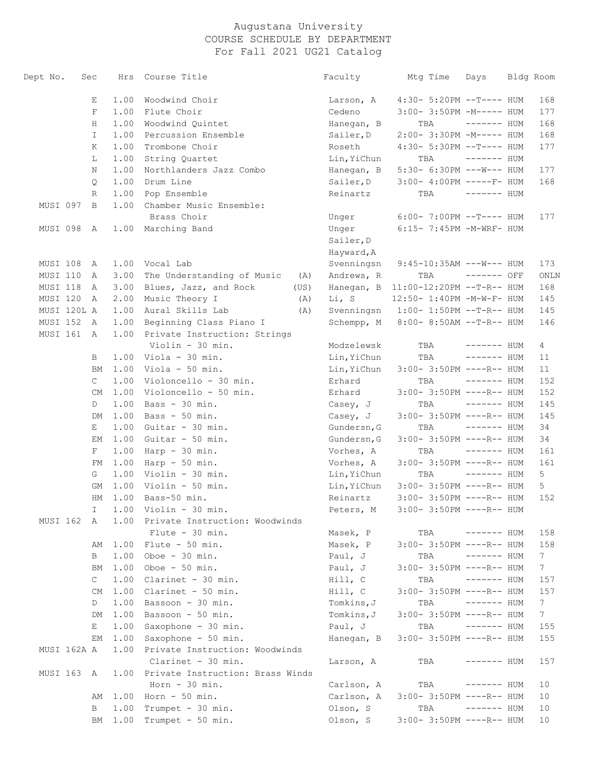# Augustana University
## COURSE SCHEDULE BY DEPARTMENT
### For Fall 2021 UG21 Catalog

| Dept No. | Sec | Hrs | Course Title | | Faculty | Mtg Time | Days | Bldg | Room |
|---|---|---|---|---|---|---|---|---|---|
| | E | 1.00 | Woodwind Choir | | Larson, A | 4:30- 5:20PM | --T---- | HUM | 168 |
| | F | 1.00 | Flute Choir | | Cedeno | 3:00- 3:50PM | -M----- | HUM | 177 |
| | H | 1.00 | Woodwind Quintet | | Hanegan, B | TBA | ------- | HUM | 168 |
| | I | 1.00 | Percussion Ensemble | | Sailer,D | 2:00- 3:30PM | -M----- | HUM | 168 |
| | K | 1.00 | Trombone Choir | | Roseth | 4:30- 5:30PM | --T---- | HUM | 177 |
| | L | 1.00 | String Quartet | | Lin,YiChun | TBA | ------- | HUM | |
| | N | 1.00 | Northlanders Jazz Combo | | Hanegan, B | 5:30- 6:30PM | ---W--- | HUM | 177 |
| | Q | 1.00 | Drum Line | | Sailer,D | 3:00- 4:00PM | -----F- | HUM | 168 |
| | R | 1.00 | Pop Ensemble | | Reinartz | TBA | ------- | HUM | |
| MUSI 097 | B | 1.00 | Chamber Music Ensemble: Brass Choir | | Unger | 6:00- 7:00PM | --T---- | HUM | 177 |
| MUSI 098 | A | 1.00 | Marching Band | | Unger<br>Sailer,D<br>Hayward,A | 6:15- 7:45PM | -M-WRF- | HUM | |
| MUSI 108 | A | 1.00 | Vocal Lab | | Svenningsn | 9:45-10:35AM | ---W--- | HUM | 173 |
| MUSI 110 | A | 3.00 | The Understanding of Music | (A) | Andrews, R | TBA | ------- | OFF | ONLN |
| MUSI 118 | A | 3.00 | Blues, Jazz, and Rock | (US) | Hanegan, B | 11:00-12:20PM | --T-R-- | HUM | 168 |
| MUSI 120 | A | 2.00 | Music Theory I | (A) | Li, S | 12:50- 1:40PM | -M-W-F- | HUM | 145 |
| MUSI 120L | A | 1.00 | Aural Skills Lab | (A) | Svenningsn | 1:00- 1:50PM | --T-R-- | HUM | 145 |
| MUSI 152 | A | 1.00 | Beginning Class Piano I | | Schempp, M | 8:00- 8:50AM | --T-R-- | HUM | 146 |
| MUSI 161 | A | 1.00 | Private Instruction: Strings<br>Violin - 30 min. | | Modzelewsk | TBA | ------- | HUM | 4 |
| | B | 1.00 | Viola - 30 min. | | Lin,YiChun | TBA | ------- | HUM | 11 |
| | BM | 1.00 | Viola - 50 min. | | Lin,YiChun | 3:00- 3:50PM | ----R-- | HUM | 11 |
| | C | 1.00 | Violoncello - 30 min. | | Erhard | TBA | ------- | HUM | 152 |
| | CM | 1.00 | Violoncello - 50 min. | | Erhard | 3:00- 3:50PM | ----R-- | HUM | 152 |
| | D | 1.00 | Bass - 30 min. | | Casey, J | TBA | ------- | HUM | 145 |
| | DM | 1.00 | Bass - 50 min. | | Casey, J | 3:00- 3:50PM | ----R-- | HUM | 145 |
| | E | 1.00 | Guitar - 30 min. | | Gundersn,G | TBA | ------- | HUM | 34 |
| | EM | 1.00 | Guitar - 50 min. | | Gundersn,G | 3:00- 3:50PM | ----R-- | HUM | 34 |
| | F | 1.00 | Harp - 30 min. | | Vorhes, A | TBA | ------- | HUM | 161 |
| | FM | 1.00 | Harp - 50 min. | | Vorhes, A | 3:00- 3:50PM | ----R-- | HUM | 161 |
| | G | 1.00 | Violin - 30 min. | | Lin,YiChun | TBA | ------- | HUM | 5 |
| | GM | 1.00 | Violin - 50 min. | | Lin,YiChun | 3:00- 3:50PM | ----R-- | HUM | 5 |
| | HM | 1.00 | Bass-50 min. | | Reinartz | 3:00- 3:50PM | ----R-- | HUM | 152 |
| | I | 1.00 | Violin - 30 min. | | Peters, M | 3:00- 3:50PM | ----R-- | HUM | |
| MUSI 162 | A | 1.00 | Private Instruction: Woodwinds<br>Flute - 30 min. | | Masek, P | TBA | ------- | HUM | 158 |
| | AM | 1.00 | Flute - 50 min. | | Masek, P | 3:00- 3:50PM | ----R-- | HUM | 158 |
| | B | 1.00 | Oboe - 30 min. | | Paul, J | TBA | ------- | HUM | 7 |
| | BM | 1.00 | Oboe - 50 min. | | Paul, J | 3:00- 3:50PM | ----R-- | HUM | 7 |
| | C | 1.00 | Clarinet - 30 min. | | Hill, C | TBA | ------- | HUM | 157 |
| | CM | 1.00 | Clarinet - 50 min. | | Hill, C | 3:00- 3:50PM | ----R-- | HUM | 157 |
| | D | 1.00 | Bassoon - 30 min. | | Tomkins,J | TBA | ------- | HUM | 7 |
| | DM | 1.00 | Bassoon - 50 min. | | Tomkins,J | 3:00- 3:50PM | ----R-- | HUM | 7 |
| | E | 1.00 | Saxophone - 30 min. | | Paul, J | TBA | ------- | HUM | 155 |
| | EM | 1.00 | Saxophone - 50 min. | | Hanegan, B | 3:00- 3:50PM | ----R-- | HUM | 155 |
| MUSI 162A | A | 1.00 | Private Instruction: Woodwinds<br>Clarinet - 30 min. | | Larson, A | TBA | ------- | HUM | 157 |
| MUSI 163 | A | 1.00 | Private Instruction: Brass Winds<br>Horn - 30 min. | | Carlson, A | TBA | ------- | HUM | 10 |
| | AM | 1.00 | Horn - 50 min. | | Carlson, A | 3:00- 3:50PM | ----R-- | HUM | 10 |
| | B | 1.00 | Trumpet - 30 min. | | Olson, S | TBA | ------- | HUM | 10 |
| | BM | 1.00 | Trumpet - 50 min. | | Olson, S | 3:00- 3:50PM | ----R-- | HUM | 10 |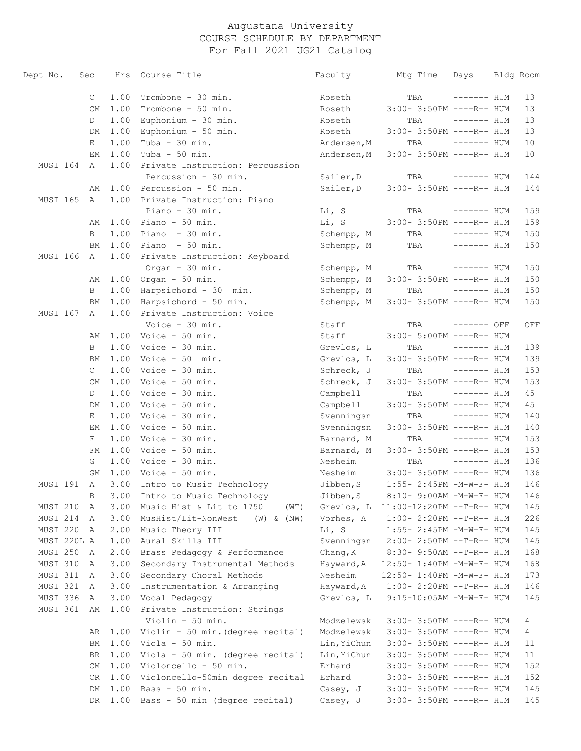Augustana University
COURSE SCHEDULE BY DEPARTMENT
For Fall 2021 UG21 Catalog

| Dept No. | Sec | Hrs | Course Title | Faculty | Mtg Time | Days | Bldg | Room |
|---|---|---|---|---|---|---|---|---|
| | C | 1.00 | Trombone - 30 min. | Roseth | TBA | ------- | HUM | 13 |
| | CM | 1.00 | Trombone - 50 min. | Roseth | 3:00- 3:50PM | ----R-- | HUM | 13 |
| | D | 1.00 | Euphonium - 30 min. | Roseth | TBA | ------- | HUM | 13 |
| | DM | 1.00 | Euphonium - 50 min. | Roseth | 3:00- 3:50PM | ----R-- | HUM | 13 |
| | E | 1.00 | Tuba - 30 min. | Andersen,M | TBA | ------- | HUM | 10 |
| | EM | 1.00 | Tuba - 50 min. | Andersen,M | 3:00- 3:50PM | ----R-- | HUM | 10 |
| MUSI 164 | A | 1.00 | Private Instruction: Percussion | | | | | |
| | | | Percussion - 30 min. | Sailer,D | TBA | ------- | HUM | 144 |
| | AM | 1.00 | Percussion - 50 min. | Sailer,D | 3:00- 3:50PM | ----R-- | HUM | 144 |
| MUSI 165 | A | 1.00 | Private Instruction: Piano | | | | | |
| | | | Piano - 30 min. | Li, S | TBA | ------- | HUM | 159 |
| | AM | 1.00 | Piano - 50 min. | Li, S | 3:00- 3:50PM | ----R-- | HUM | 159 |
| | B | 1.00 | Piano - 30 min. | Schempp, M | TBA | ------- | HUM | 150 |
| | BM | 1.00 | Piano - 50 min. | Schempp, M | TBA | ------- | HUM | 150 |
| MUSI 166 | A | 1.00 | Private Instruction: Keyboard | | | | | |
| | | | Organ - 30 min. | Schempp, M | TBA | ------- | HUM | 150 |
| | AM | 1.00 | Organ - 50 min. | Schempp, M | 3:00- 3:50PM | ----R-- | HUM | 150 |
| | B | 1.00 | Harpsichord - 30 min. | Schempp, M | TBA | ------- | HUM | 150 |
| | BM | 1.00 | Harpsichord - 50 min. | Schempp, M | 3:00- 3:50PM | ----R-- | HUM | 150 |
| MUSI 167 | A | 1.00 | Private Instruction: Voice | | | | | |
| | | | Voice - 30 min. | Staff | TBA | ------- | OFF | OFF |
| | AM | 1.00 | Voice - 50 min. | Staff | 3:00- 5:00PM | ----R-- | HUM | |
| | B | 1.00 | Voice - 30 min. | Grevlos, L | TBA | ------- | HUM | 139 |
| | BM | 1.00 | Voice - 50 min. | Grevlos, L | 3:00- 3:50PM | ----R-- | HUM | 139 |
| | C | 1.00 | Voice - 30 min. | Schreck, J | TBA | ------- | HUM | 153 |
| | CM | 1.00 | Voice - 50 min. | Schreck, J | 3:00- 3:50PM | ----R-- | HUM | 153 |
| | D | 1.00 | Voice - 30 min. | Campbell | TBA | ------- | HUM | 45 |
| | DM | 1.00 | Voice - 50 min. | Campbell | 3:00- 3:50PM | ----R-- | HUM | 45 |
| | E | 1.00 | Voice - 30 min. | Svenningsn | TBA | ------- | HUM | 140 |
| | EM | 1.00 | Voice - 50 min. | Svenningsn | 3:00- 3:50PM | ----R-- | HUM | 140 |
| | F | 1.00 | Voice - 30 min. | Barnard, M | TBA | ------- | HUM | 153 |
| | FM | 1.00 | Voice - 50 min. | Barnard, M | 3:00- 3:50PM | ----R-- | HUM | 153 |
| | G | 1.00 | Voice - 30 min. | Nesheim | TBA | ------- | HUM | 136 |
| | GM | 1.00 | Voice - 50 min. | Nesheim | 3:00- 3:50PM | ----R-- | HUM | 136 |
| MUSI 191 | A | 3.00 | Intro to Music Technology | Jibben,S | 1:55- 2:45PM | -M-W-F- | HUM | 146 |
| | B | 3.00 | Intro to Music Technology | Jibben,S | 8:10- 9:00AM | -M-W-F- | HUM | 146 |
| MUSI 210 | A | 3.00 | Music Hist & Lit to 1750 (WT) | Grevlos, L | 11:00-12:20PM | --T-R-- | HUM | 145 |
| MUSI 214 | A | 3.00 | MusHist/Lit-NonWest (W) & (NW) | Vorhes, A | 1:00- 2:20PM | --T-R-- | HUM | 226 |
| MUSI 220 | A | 2.00 | Music Theory III | Li, S | 1:55- 2:45PM | -M-W-F- | HUM | 145 |
| MUSI 220L | A | 1.00 | Aural Skills III | Svenningsn | 2:00- 2:50PM | --T-R-- | HUM | 145 |
| MUSI 250 | A | 2.00 | Brass Pedagogy & Performance | Chang,K | 8:30- 9:50AM | --T-R-- | HUM | 168 |
| MUSI 310 | A | 3.00 | Secondary Instrumental Methods | Hayward,A | 12:50- 1:40PM | -M-W-F- | HUM | 168 |
| MUSI 311 | A | 3.00 | Secondary Choral Methods | Nesheim | 12:50- 1:40PM | -M-W-F- | HUM | 173 |
| MUSI 321 | A | 3.00 | Instrumentation & Arranging | Hayward,A | 1:00- 2:20PM | --T-R-- | HUM | 146 |
| MUSI 336 | A | 3.00 | Vocal Pedagogy | Grevlos, L | 9:15-10:05AM | -M-W-F- | HUM | 145 |
| MUSI 361 | AM | 1.00 | Private Instruction: Strings | | | | | |
| | | | Violin - 50 min. | Modzelewsk | 3:00- 3:50PM | ----R-- | HUM | 4 |
| | AR | 1.00 | Violin - 50 min.(degree recital) | Modzelewsk | 3:00- 3:50PM | ----R-- | HUM | 4 |
| | BM | 1.00 | Viola - 50 min. | Lin,YiChun | 3:00- 3:50PM | ----R-- | HUM | 11 |
| | BR | 1.00 | Viola - 50 min. (degree recital) | Lin,YiChun | 3:00- 3:50PM | ----R-- | HUM | 11 |
| | CM | 1.00 | Violoncello - 50 min. | Erhard | 3:00- 3:50PM | ----R-- | HUM | 152 |
| | CR | 1.00 | Violoncello-50min degree recital | Erhard | 3:00- 3:50PM | ----R-- | HUM | 152 |
| | DM | 1.00 | Bass - 50 min. | Casey, J | 3:00- 3:50PM | ----R-- | HUM | 145 |
| | DR | 1.00 | Bass - 50 min (degree recital) | Casey, J | 3:00- 3:50PM | ----R-- | HUM | 145 |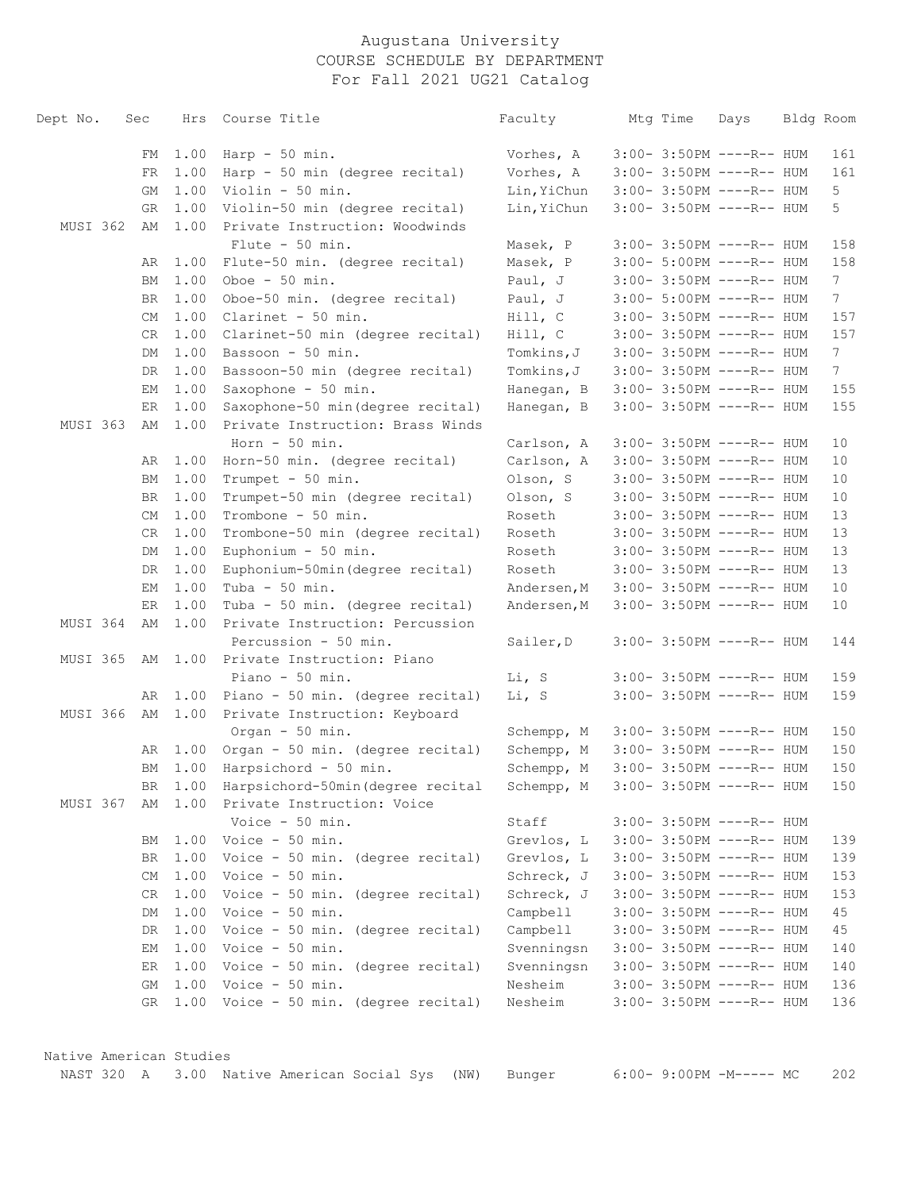# Augustana University
## COURSE SCHEDULE BY DEPARTMENT
### For Fall 2021 UG21 Catalog

| Dept No. | Sec | Hrs | Course Title | Faculty | Mtg Time | Days | Bldg | Room |
|---|---|---|---|---|---|---|---|---|
| | FM | 1.00 | Harp - 50 min. | Vorhes, A | 3:00- 3:50PM | ----R-- | HUM | 161 |
| | FR | 1.00 | Harp - 50 min (degree recital) | Vorhes, A | 3:00- 3:50PM | ----R-- | HUM | 161 |
| | GM | 1.00 | Violin - 50 min. | Lin,YiChun | 3:00- 3:50PM | ----R-- | HUM | 5 |
| | GR | 1.00 | Violin-50 min (degree recital) | Lin,YiChun | 3:00- 3:50PM | ----R-- | HUM | 5 |
| MUSI 362 | AM | 1.00 | Private Instruction: Woodwinds | | | | | |
| | | | Flute - 50 min. | Masek, P | 3:00- 3:50PM | ----R-- | HUM | 158 |
| | AR | 1.00 | Flute-50 min. (degree recital) | Masek, P | 3:00- 5:00PM | ----R-- | HUM | 158 |
| | BM | 1.00 | Oboe - 50 min. | Paul, J | 3:00- 3:50PM | ----R-- | HUM | 7 |
| | BR | 1.00 | Oboe-50 min. (degree recital) | Paul, J | 3:00- 5:00PM | ----R-- | HUM | 7 |
| | CM | 1.00 | Clarinet - 50 min. | Hill, C | 3:00- 3:50PM | ----R-- | HUM | 157 |
| | CR | 1.00 | Clarinet-50 min (degree recital) | Hill, C | 3:00- 3:50PM | ----R-- | HUM | 157 |
| | DM | 1.00 | Bassoon - 50 min. | Tomkins,J | 3:00- 3:50PM | ----R-- | HUM | 7 |
| | DR | 1.00 | Bassoon-50 min (degree recital) | Tomkins,J | 3:00- 3:50PM | ----R-- | HUM | 7 |
| | EM | 1.00 | Saxophone - 50 min. | Hanegan, B | 3:00- 3:50PM | ----R-- | HUM | 155 |
| | ER | 1.00 | Saxophone-50 min(degree recital) | Hanegan, B | 3:00- 3:50PM | ----R-- | HUM | 155 |
| MUSI 363 | AM | 1.00 | Private Instruction: Brass Winds | | | | | |
| | | | Horn - 50 min. | Carlson, A | 3:00- 3:50PM | ----R-- | HUM | 10 |
| | AR | 1.00 | Horn-50 min. (degree recital) | Carlson, A | 3:00- 3:50PM | ----R-- | HUM | 10 |
| | BM | 1.00 | Trumpet - 50 min. | Olson, S | 3:00- 3:50PM | ----R-- | HUM | 10 |
| | BR | 1.00 | Trumpet-50 min (degree recital) | Olson, S | 3:00- 3:50PM | ----R-- | HUM | 10 |
| | CM | 1.00 | Trombone - 50 min. | Roseth | 3:00- 3:50PM | ----R-- | HUM | 13 |
| | CR | 1.00 | Trombone-50 min (degree recital) | Roseth | 3:00- 3:50PM | ----R-- | HUM | 13 |
| | DM | 1.00 | Euphonium - 50 min. | Roseth | 3:00- 3:50PM | ----R-- | HUM | 13 |
| | DR | 1.00 | Euphonium-50min(degree recital) | Roseth | 3:00- 3:50PM | ----R-- | HUM | 13 |
| | EM | 1.00 | Tuba - 50 min. | Andersen,M | 3:00- 3:50PM | ----R-- | HUM | 10 |
| | ER | 1.00 | Tuba - 50 min. (degree recital) | Andersen,M | 3:00- 3:50PM | ----R-- | HUM | 10 |
| MUSI 364 | AM | 1.00 | Private Instruction: Percussion | | | | | |
| | | | Percussion - 50 min. | Sailer,D | 3:00- 3:50PM | ----R-- | HUM | 144 |
| MUSI 365 | AM | 1.00 | Private Instruction: Piano | | | | | |
| | | | Piano - 50 min. | Li, S | 3:00- 3:50PM | ----R-- | HUM | 159 |
| | AR | 1.00 | Piano - 50 min. (degree recital) | Li, S | 3:00- 3:50PM | ----R-- | HUM | 159 |
| MUSI 366 | AM | 1.00 | Private Instruction: Keyboard | | | | | |
| | | | Organ - 50 min. | Schempp, M | 3:00- 3:50PM | ----R-- | HUM | 150 |
| | AR | 1.00 | Organ - 50 min. (degree recital) | Schempp, M | 3:00- 3:50PM | ----R-- | HUM | 150 |
| | BM | 1.00 | Harpsichord - 50 min. | Schempp, M | 3:00- 3:50PM | ----R-- | HUM | 150 |
| | BR | 1.00 | Harpsichord-50min(degree recital | Schempp, M | 3:00- 3:50PM | ----R-- | HUM | 150 |
| MUSI 367 | AM | 1.00 | Private Instruction: Voice | | | | | |
| | | | Voice - 50 min. | Staff | 3:00- 3:50PM | ----R-- | HUM | |
| | BM | 1.00 | Voice - 50 min. | Grevlos, L | 3:00- 3:50PM | ----R-- | HUM | 139 |
| | BR | 1.00 | Voice - 50 min. (degree recital) | Grevlos, L | 3:00- 3:50PM | ----R-- | HUM | 139 |
| | CM | 1.00 | Voice - 50 min. | Schreck, J | 3:00- 3:50PM | ----R-- | HUM | 153 |
| | CR | 1.00 | Voice - 50 min. (degree recital) | Schreck, J | 3:00- 3:50PM | ----R-- | HUM | 153 |
| | DM | 1.00 | Voice - 50 min. | Campbell | 3:00- 3:50PM | ----R-- | HUM | 45 |
| | DR | 1.00 | Voice - 50 min. (degree recital) | Campbell | 3:00- 3:50PM | ----R-- | HUM | 45 |
| | EM | 1.00 | Voice - 50 min. | Svenningsn | 3:00- 3:50PM | ----R-- | HUM | 140 |
| | ER | 1.00 | Voice - 50 min. (degree recital) | Svenningsn | 3:00- 3:50PM | ----R-- | HUM | 140 |
| | GM | 1.00 | Voice - 50 min. | Nesheim | 3:00- 3:50PM | ----R-- | HUM | 136 |
| | GR | 1.00 | Voice - 50 min. (degree recital) | Nesheim | 3:00- 3:50PM | ----R-- | HUM | 136 |

Native American Studies

| Dept No. | Sec | Hrs | Course Title | Faculty | Mtg Time | Days | Bldg | Room |
|---|---|---|---|---|---|---|---|---|
| NAST 320 | A | 3.00 | Native American Social Sys (NW) | Bunger | 6:00- 9:00PM | -M----- | MC | 202 |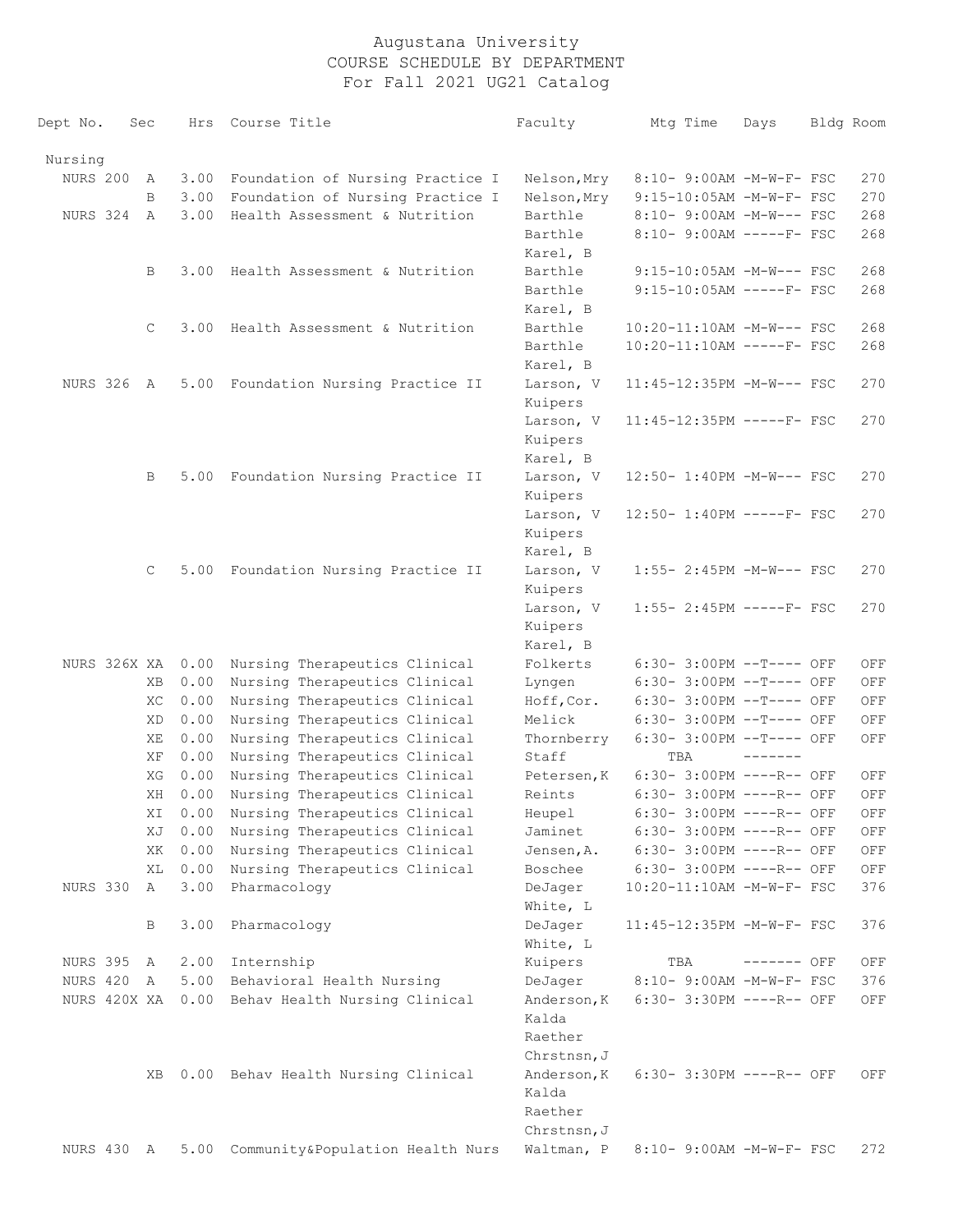# Augustana University
## COURSE SCHEDULE BY DEPARTMENT
### For Fall 2021 UG21 Catalog

| Dept No. | Sec | Hrs | Course Title | Faculty | Mtg Time | Days | Bldg | Room |
|---|---|---|---|---|---|---|---|---|
| **Nursing** | | | | | | | | |
| NURS 200 | A | 3.00 | Foundation of Nursing Practice I | Nelson,Mry | 8:10- 9:00AM | -M-W-F- | FSC | 270 |
| | B | 3.00 | Foundation of Nursing Practice I | Nelson,Mry | 9:15-10:05AM | -M-W-F- | FSC | 270 |
| NURS 324 | A | 3.00 | Health Assessment & Nutrition | Barthle | 8:10- 9:00AM | -M-W--- | FSC | 268 |
| | | | | Barthle<br>Karel, B | 8:10- 9:00AM | -----F- | FSC | 268 |
| | B | 3.00 | Health Assessment & Nutrition | Barthle | 9:15-10:05AM | -M-W--- | FSC | 268 |
| | | | | Barthle<br>Karel, B | 9:15-10:05AM | -----F- | FSC | 268 |
| | C | 3.00 | Health Assessment & Nutrition | Barthle | 10:20-11:10AM | -M-W--- | FSC | 268 |
| | | | | Barthle<br>Karel, B | 10:20-11:10AM | -----F- | FSC | 268 |
| NURS 326 | A | 5.00 | Foundation Nursing Practice II | Larson, V<br>Kuipers | 11:45-12:35PM | -M-W--- | FSC | 270 |
| | | | | Larson, V<br>Kuipers<br>Karel, B | 11:45-12:35PM | -----F- | FSC | 270 |
| | B | 5.00 | Foundation Nursing Practice II | Larson, V<br>Kuipers | 12:50- 1:40PM | -M-W--- | FSC | 270 |
| | | | | Larson, V<br>Kuipers<br>Karel, B | 12:50- 1:40PM | -----F- | FSC | 270 |
| | C | 5.00 | Foundation Nursing Practice II | Larson, V<br>Kuipers | 1:55- 2:45PM | -M-W--- | FSC | 270 |
| | | | | Larson, V<br>Kuipers<br>Karel, B | 1:55- 2:45PM | -----F- | FSC | 270 |
| NURS 326X | XA | 0.00 | Nursing Therapeutics Clinical | Folkerts | 6:30- 3:00PM | --T---- | OFF | OFF |
| | XB | 0.00 | Nursing Therapeutics Clinical | Lyngen | 6:30- 3:00PM | --T---- | OFF | OFF |
| | XC | 0.00 | Nursing Therapeutics Clinical | Hoff,Cor. | 6:30- 3:00PM | --T---- | OFF | OFF |
| | XD | 0.00 | Nursing Therapeutics Clinical | Melick | 6:30- 3:00PM | --T---- | OFF | OFF |
| | XE | 0.00 | Nursing Therapeutics Clinical | Thornberry | 6:30- 3:00PM | --T---- | OFF | OFF |
| | XF | 0.00 | Nursing Therapeutics Clinical | Staff | TBA | ------- | | |
| | XG | 0.00 | Nursing Therapeutics Clinical | Petersen,K | 6:30- 3:00PM | ----R-- | OFF | OFF |
| | XH | 0.00 | Nursing Therapeutics Clinical | Reints | 6:30- 3:00PM | ----R-- | OFF | OFF |
| | XI | 0.00 | Nursing Therapeutics Clinical | Heupel | 6:30- 3:00PM | ----R-- | OFF | OFF |
| | XJ | 0.00 | Nursing Therapeutics Clinical | Jaminet | 6:30- 3:00PM | ----R-- | OFF | OFF |
| | XK | 0.00 | Nursing Therapeutics Clinical | Jensen,A. | 6:30- 3:00PM | ----R-- | OFF | OFF |
| | XL | 0.00 | Nursing Therapeutics Clinical | Boschee | 6:30- 3:00PM | ----R-- | OFF | OFF |
| NURS 330 | A | 3.00 | Pharmacology | DeJager<br>White, L | 10:20-11:10AM | -M-W-F- | FSC | 376 |
| | B | 3.00 | Pharmacology | DeJager<br>White, L | 11:45-12:35PM | -M-W-F- | FSC | 376 |
| NURS 395 | A | 2.00 | Internship | Kuipers | TBA | ------- | OFF | OFF |
| NURS 420 | A | 5.00 | Behavioral Health Nursing | DeJager | 8:10- 9:00AM | -M-W-F- | FSC | 376 |
| NURS 420X | XA | 0.00 | Behav Health Nursing Clinical | Anderson,K<br>Kalda<br>Raether<br>Chrstnsn,J | 6:30- 3:30PM | ----R-- | OFF | OFF |
| | XB | 0.00 | Behav Health Nursing Clinical | Anderson,K<br>Kalda<br>Raether<br>Chrstnsn,J | 6:30- 3:30PM | ----R-- | OFF | OFF |
| NURS 430 | A | 5.00 | Community&Population Health Nurs | Waltman, P | 8:10- 9:00AM | -M-W-F- | FSC | 272 |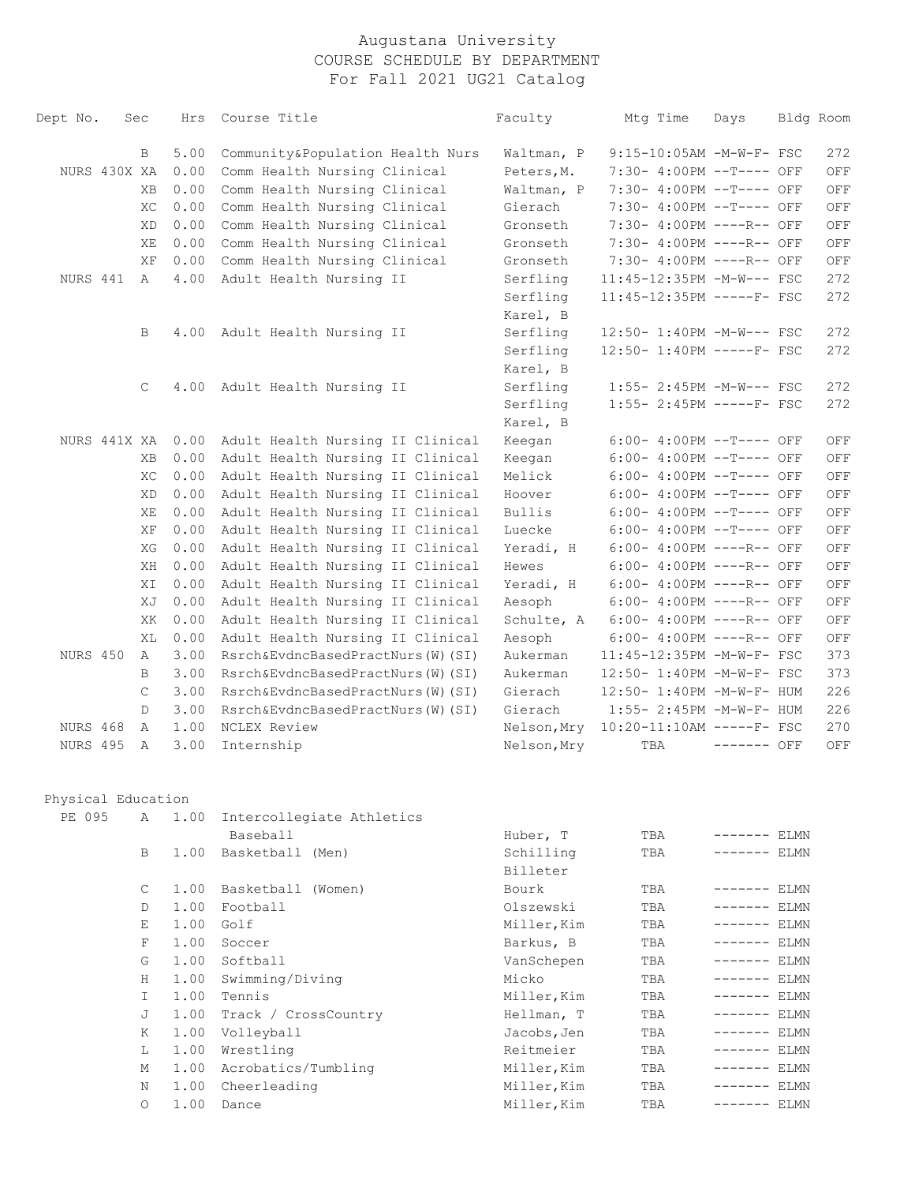# Augustana University
## COURSE SCHEDULE BY DEPARTMENT
## For Fall 2021 UG21 Catalog

| Dept No. | Sec | Hrs | Course Title | Faculty | Mtg Time | Days | Bldg | Room |
|---|---|---|---|---|---|---|---|---|
| | B | 5.00 | Community&Population Health Nurs | Waltman, P | 9:15-10:05AM | -M-W-F- | FSC | 272 |
| NURS 430X | XA | 0.00 | Comm Health Nursing Clinical | Peters,M. | 7:30- 4:00PM | --T---- | OFF | OFF |
| | XB | 0.00 | Comm Health Nursing Clinical | Waltman, P | 7:30- 4:00PM | --T---- | OFF | OFF |
| | XC | 0.00 | Comm Health Nursing Clinical | Gierach | 7:30- 4:00PM | --T---- | OFF | OFF |
| | XD | 0.00 | Comm Health Nursing Clinical | Gronseth | 7:30- 4:00PM | ----R-- | OFF | OFF |
| | XE | 0.00 | Comm Health Nursing Clinical | Gronseth | 7:30- 4:00PM | ----R-- | OFF | OFF |
| | XF | 0.00 | Comm Health Nursing Clinical | Gronseth | 7:30- 4:00PM | ----R-- | OFF | OFF |
| NURS 441 | A | 4.00 | Adult Health Nursing II | Serfling | 11:45-12:35PM | -M-W--- | FSC | 272 |
| | | | | Serfling | 11:45-12:35PM | -----F- | FSC | 272 |
| | | | | Karel, B | | | | |
| | B | 4.00 | Adult Health Nursing II | Serfling | 12:50- 1:40PM | -M-W--- | FSC | 272 |
| | | | | Serfling | 12:50- 1:40PM | -----F- | FSC | 272 |
| | | | | Karel, B | | | | |
| | C | 4.00 | Adult Health Nursing II | Serfling | 1:55- 2:45PM | -M-W--- | FSC | 272 |
| | | | | Serfling | 1:55- 2:45PM | -----F- | FSC | 272 |
| | | | | Karel, B | | | | |
| NURS 441X | XA | 0.00 | Adult Health Nursing II Clinical | Keegan | 6:00- 4:00PM | --T---- | OFF | OFF |
| | XB | 0.00 | Adult Health Nursing II Clinical | Keegan | 6:00- 4:00PM | --T---- | OFF | OFF |
| | XC | 0.00 | Adult Health Nursing II Clinical | Melick | 6:00- 4:00PM | --T---- | OFF | OFF |
| | XD | 0.00 | Adult Health Nursing II Clinical | Hoover | 6:00- 4:00PM | --T---- | OFF | OFF |
| | XE | 0.00 | Adult Health Nursing II Clinical | Bullis | 6:00- 4:00PM | --T---- | OFF | OFF |
| | XF | 0.00 | Adult Health Nursing II Clinical | Luecke | 6:00- 4:00PM | --T---- | OFF | OFF |
| | XG | 0.00 | Adult Health Nursing II Clinical | Yeradi, H | 6:00- 4:00PM | ----R-- | OFF | OFF |
| | XH | 0.00 | Adult Health Nursing II Clinical | Hewes | 6:00- 4:00PM | ----R-- | OFF | OFF |
| | XI | 0.00 | Adult Health Nursing II Clinical | Yeradi, H | 6:00- 4:00PM | ----R-- | OFF | OFF |
| | XJ | 0.00 | Adult Health Nursing II Clinical | Aesoph | 6:00- 4:00PM | ----R-- | OFF | OFF |
| | XK | 0.00 | Adult Health Nursing II Clinical | Schulte, A | 6:00- 4:00PM | ----R-- | OFF | OFF |
| | XL | 0.00 | Adult Health Nursing II Clinical | Aesoph | 6:00- 4:00PM | ----R-- | OFF | OFF |
| NURS 450 | A | 3.00 | Rsrch&EvdncBasedPractNurs(W)(SI) | Aukerman | 11:45-12:35PM | -M-W-F- | FSC | 373 |
| | B | 3.00 | Rsrch&EvdncBasedPractNurs(W)(SI) | Aukerman | 12:50- 1:40PM | -M-W-F- | FSC | 373 |
| | C | 3.00 | Rsrch&EvdncBasedPractNurs(W)(SI) | Gierach | 12:50- 1:40PM | -M-W-F- | HUM | 226 |
| | D | 3.00 | Rsrch&EvdncBasedPractNurs(W)(SI) | Gierach | 1:55- 2:45PM | -M-W-F- | HUM | 226 |
| NURS 468 | A | 1.00 | NCLEX Review | Nelson,Mry | 10:20-11:10AM | -----F- | FSC | 270 |
| NURS 495 | A | 3.00 | Internship | Nelson,Mry | TBA | ------- | OFF | OFF |

## Physical Education

| Dept No. | Sec | Hrs | Course Title | Faculty | Mtg Time | Days | Bldg | Room |
|---|---|---|---|---|---|---|---|---|
| PE 095 | A | 1.00 | Intercollegiate Athletics | | | | | |
| | | | Baseball | Huber, T | TBA | ------- | ELMN | |
| | B | 1.00 | Basketball (Men) | Schilling | TBA | ------- | ELMN | |
| | | | | Billeter | | | | |
| | C | 1.00 | Basketball (Women) | Bourk | TBA | ------- | ELMN | |
| | D | 1.00 | Football | Olszewski | TBA | ------- | ELMN | |
| | E | 1.00 | Golf | Miller,Kim | TBA | ------- | ELMN | |
| | F | 1.00 | Soccer | Barkus, B | TBA | ------- | ELMN | |
| | G | 1.00 | Softball | VanSchepen | TBA | ------- | ELMN | |
| | H | 1.00 | Swimming/Diving | Micko | TBA | ------- | ELMN | |
| | I | 1.00 | Tennis | Miller,Kim | TBA | ------- | ELMN | |
| | J | 1.00 | Track / CrossCountry | Hellman, T | TBA | ------- | ELMN | |
| | K | 1.00 | Volleyball | Jacobs,Jen | TBA | ------- | ELMN | |
| | L | 1.00 | Wrestling | Reitmeier | TBA | ------- | ELMN | |
| | M | 1.00 | Acrobatics/Tumbling | Miller,Kim | TBA | ------- | ELMN | |
| | N | 1.00 | Cheerleading | Miller,Kim | TBA | ------- | ELMN | |
| | O | 1.00 | Dance | Miller,Kim | TBA | ------- | ELMN | |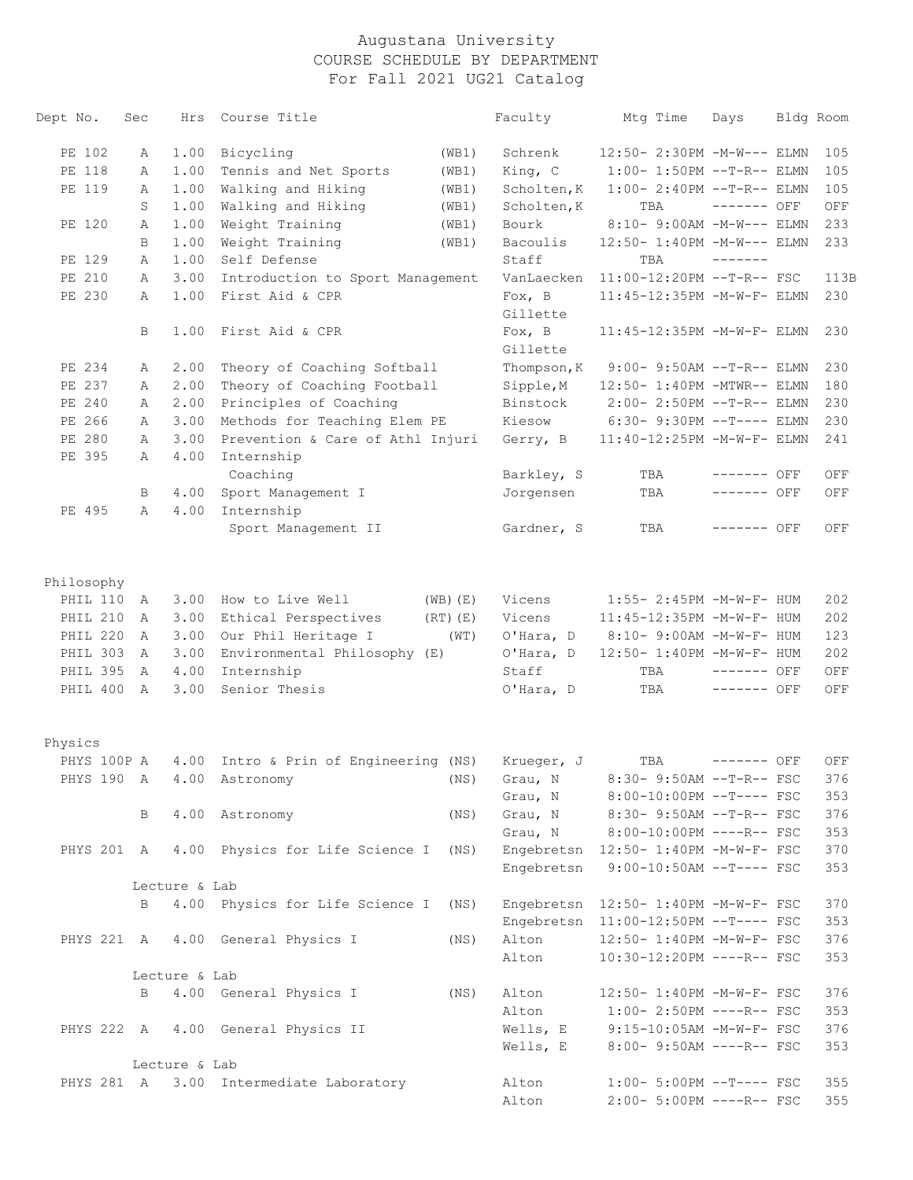# Augustana University
## COURSE SCHEDULE BY DEPARTMENT
### For Fall 2021 UG21 Catalog

| Dept No. | Sec | Hrs | Course Title | | Faculty | Mtg Time | Days | Bldg | Room |
|---|---|---|---|---|---|---|---|---|---|
| PE 102 | A | 1.00 | Bicycling | (WB1) | Schrenk | 12:50- 2:30PM | -M-W--- | ELMN | 105 |
| PE 118 | A | 1.00 | Tennis and Net Sports | (WB1) | King, C | 1:00- 1:50PM | --T-R-- | ELMN | 105 |
| PE 119 | A | 1.00 | Walking and Hiking | (WB1) | Scholten,K | 1:00- 2:40PM | --T-R-- | ELMN | 105 |
| | S | 1.00 | Walking and Hiking | (WB1) | Scholten,K | TBA | ------- | OFF | OFF |
| PE 120 | A | 1.00 | Weight Training | (WB1) | Bourk | 8:10- 9:00AM | -M-W--- | ELMN | 233 |
| | B | 1.00 | Weight Training | (WB1) | Bacoulis | 12:50- 1:40PM | -M-W--- | ELMN | 233 |
| PE 129 | A | 1.00 | Self Defense | | Staff | TBA | ------- | | |
| PE 210 | A | 3.00 | Introduction to Sport Management | | VanLaecken | 11:00-12:20PM | --T-R-- | FSC | 113B |
| PE 230 | A | 1.00 | First Aid & CPR | | Fox, B<br>Gillette | 11:45-12:35PM | -M-W-F- | ELMN | 230 |
| | B | 1.00 | First Aid & CPR | | Fox, B<br>Gillette | 11:45-12:35PM | -M-W-F- | ELMN | 230 |
| PE 234 | A | 2.00 | Theory of Coaching Softball | | Thompson,K | 9:00- 9:50AM | --T-R-- | ELMN | 230 |
| PE 237 | A | 2.00 | Theory of Coaching Football | | Sipple,M | 12:50- 1:40PM | -MTWR-- | ELMN | 180 |
| PE 240 | A | 2.00 | Principles of Coaching | | Binstock | 2:00- 2:50PM | --T-R-- | ELMN | 230 |
| PE 266 | A | 3.00 | Methods for Teaching Elem PE | | Kiesow | 6:30- 9:30PM | --T---- | ELMN | 230 |
| PE 280 | A | 3.00 | Prevention & Care of Athl Injuri | | Gerry, B | 11:40-12:25PM | -M-W-F- | ELMN | 241 |
| PE 395 | A | 4.00 | Internship<br>Coaching | | Barkley, S | TBA | ------- | OFF | OFF |
| | B | 4.00 | Sport Management I | | Jorgensen | TBA | ------- | OFF | OFF |
| PE 495 | A | 4.00 | Internship<br>Sport Management II | | Gardner, S | TBA | ------- | OFF | OFF |

## Philosophy

| Dept No. | Sec | Hrs | Course Title | | Faculty | Mtg Time | Days | Bldg | Room |
|---|---|---|---|---|---|---|---|---|---|
| PHIL 110 | A | 3.00 | How to Live Well | (WB)(E) | Vicens | 1:55- 2:45PM | -M-W-F- | HUM | 202 |
| PHIL 210 | A | 3.00 | Ethical Perspectives | (RT)(E) | Vicens | 11:45-12:35PM | -M-W-F- | HUM | 202 |
| PHIL 220 | A | 3.00 | Our Phil Heritage I | (WT) | O'Hara, D | 8:10- 9:00AM | -M-W-F- | HUM | 123 |
| PHIL 303 | A | 3.00 | Environmental Philosophy (E) | | O'Hara, D | 12:50- 1:40PM | -M-W-F- | HUM | 202 |
| PHIL 395 | A | 4.00 | Internship | | Staff | TBA | ------- | OFF | OFF |
| PHIL 400 | A | 3.00 | Senior Thesis | | O'Hara, D | TBA | ------- | OFF | OFF |

## Physics

| Dept No. | Sec | Hrs | Course Title | | Faculty | Mtg Time | Days | Bldg | Room |
|---|---|---|---|---|---|---|---|---|---|
| PHYS 100P | A | 4.00 | Intro & Prin of Engineering | (NS) | Krueger, J | TBA | ------- | OFF | OFF |
| PHYS 190 | A | 4.00 | Astronomy | (NS) | Grau, N | 8:30- 9:50AM | --T-R-- | FSC | 376 |
| | | | | | Grau, N | 8:00-10:00PM | --T---- | FSC | 353 |
| | B | 4.00 | Astronomy | (NS) | Grau, N | 8:30- 9:50AM | --T-R-- | FSC | 376 |
| | | | | | Grau, N | 8:00-10:00PM | ----R-- | FSC | 353 |
| PHYS 201 | A | 4.00 | Physics for Life Science I | (NS) | Engebretsn | 12:50- 1:40PM | -M-W-F- | FSC | 370 |
| | | | | | Engebretsn | 9:00-10:50AM | --T---- | FSC | 353 |
| | Lecture & Lab | | | | | | | | |
| | B | 4.00 | Physics for Life Science I | (NS) | Engebretsn | 12:50- 1:40PM | -M-W-F- | FSC | 370 |
| | | | | | Engebretsn | 11:00-12:50PM | --T---- | FSC | 353 |
| PHYS 221 | A | 4.00 | General Physics I | (NS) | Alton | 12:50- 1:40PM | -M-W-F- | FSC | 376 |
| | | | | | Alton | 10:30-12:20PM | ----R-- | FSC | 353 |
| | Lecture & Lab | | | | | | | | |
| | B | 4.00 | General Physics I | (NS) | Alton | 12:50- 1:40PM | -M-W-F- | FSC | 376 |
| | | | | | Alton | 1:00- 2:50PM | ----R-- | FSC | 353 |
| PHYS 222 | A | 4.00 | General Physics II | | Wells, E | 9:15-10:05AM | -M-W-F- | FSC | 376 |
| | | | | | Wells, E | 8:00- 9:50AM | ----R-- | FSC | 353 |
| | Lecture & Lab | | | | | | | | |
| PHYS 281 | A | 3.00 | Intermediate Laboratory | | Alton | 1:00- 5:00PM | --T---- | FSC | 355 |
| | | | | | Alton | 2:00- 5:00PM | ----R-- | FSC | 355 |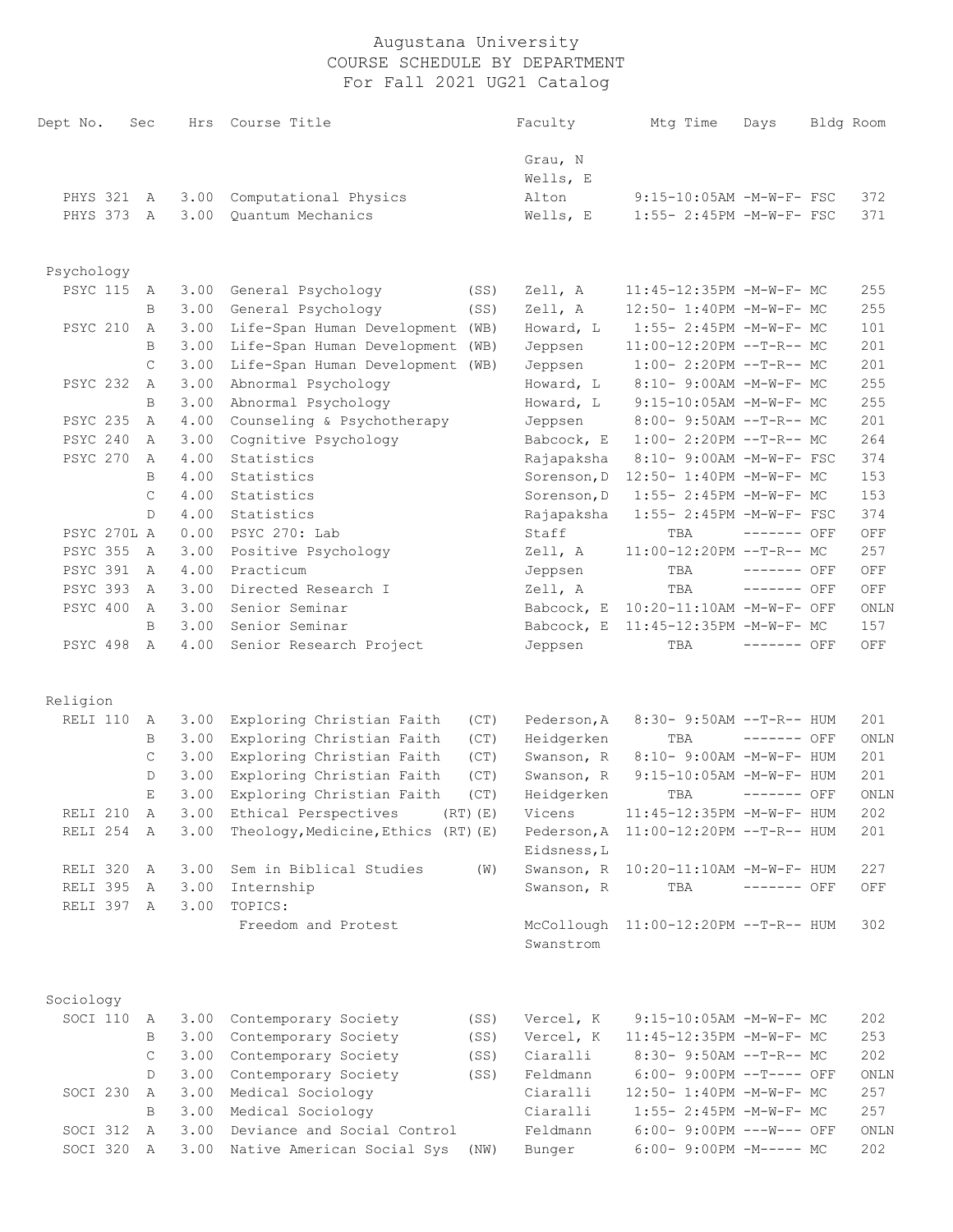# Augustana University
## COURSE SCHEDULE BY DEPARTMENT
### For Fall 2021 UG21 Catalog

| Dept No. | Sec | Hrs | Course Title | | Faculty | Mtg Time | Days | Bldg | Room |
|---|---|---|---|---|---|---|---|---|---|
| | | | | | Grau, N<br>Wells, E | | | | |
| PHYS 321 | A | 3.00 | Computational Physics | | Alton | 9:15-10:05AM | -M-W-F- | FSC | 372 |
| PHYS 373 | A | 3.00 | Quantum Mechanics | | Wells, E | 1:55- 2:45PM | -M-W-F- | FSC | 371 |

**Psychology**

| Dept No. | Sec | Hrs | Course Title | | Faculty | Mtg Time | Days | Bldg | Room |
|---|---|---|---|---|---|---|---|---|---|
| PSYC 115 | A | 3.00 | General Psychology | (SS) | Zell, A | 11:45-12:35PM | -M-W-F- | MC | 255 |
| | B | 3.00 | General Psychology | (SS) | Zell, A | 12:50- 1:40PM | -M-W-F- | MC | 255 |
| PSYC 210 | A | 3.00 | Life-Span Human Development | (WB) | Howard, L | 1:55- 2:45PM | -M-W-F- | MC | 101 |
| | B | 3.00 | Life-Span Human Development | (WB) | Jeppsen | 11:00-12:20PM | --T-R-- | MC | 201 |
| | C | 3.00 | Life-Span Human Development | (WB) | Jeppsen | 1:00- 2:20PM | --T-R-- | MC | 201 |
| PSYC 232 | A | 3.00 | Abnormal Psychology | | Howard, L | 8:10- 9:00AM | -M-W-F- | MC | 255 |
| | B | 3.00 | Abnormal Psychology | | Howard, L | 9:15-10:05AM | -M-W-F- | MC | 255 |
| PSYC 235 | A | 4.00 | Counseling & Psychotherapy | | Jeppsen | 8:00- 9:50AM | --T-R-- | MC | 201 |
| PSYC 240 | A | 3.00 | Cognitive Psychology | | Babcock, E | 1:00- 2:20PM | --T-R-- | MC | 264 |
| PSYC 270 | A | 4.00 | Statistics | | Rajapaksha | 8:10- 9:00AM | -M-W-F- | FSC | 374 |
| | B | 4.00 | Statistics | | Sorenson,D | 12:50- 1:40PM | -M-W-F- | MC | 153 |
| | C | 4.00 | Statistics | | Sorenson,D | 1:55- 2:45PM | -M-W-F- | MC | 153 |
| | D | 4.00 | Statistics | | Rajapaksha | 1:55- 2:45PM | -M-W-F- | FSC | 374 |
| PSYC 270L | A | 0.00 | PSYC 270: Lab | | Staff | TBA | ------- | OFF | OFF |
| PSYC 355 | A | 3.00 | Positive Psychology | | Zell, A | 11:00-12:20PM | --T-R-- | MC | 257 |
| PSYC 391 | A | 4.00 | Practicum | | Jeppsen | TBA | ------- | OFF | OFF |
| PSYC 393 | A | 3.00 | Directed Research I | | Zell, A | TBA | ------- | OFF | OFF |
| PSYC 400 | A | 3.00 | Senior Seminar | | Babcock, E | 10:20-11:10AM | -M-W-F- | OFF | ONLN |
| | B | 3.00 | Senior Seminar | | Babcock, E | 11:45-12:35PM | -M-W-F- | MC | 157 |
| PSYC 498 | A | 4.00 | Senior Research Project | | Jeppsen | TBA | ------- | OFF | OFF |

**Religion**

| Dept No. | Sec | Hrs | Course Title | | Faculty | Mtg Time | Days | Bldg | Room |
|---|---|---|---|---|---|---|---|---|---|
| RELI 110 | A | 3.00 | Exploring Christian Faith | (CT) | Pederson,A | 8:30- 9:50AM | --T-R-- | HUM | 201 |
| | B | 3.00 | Exploring Christian Faith | (CT) | Heidgerken | TBA | ------- | OFF | ONLN |
| | C | 3.00 | Exploring Christian Faith | (CT) | Swanson, R | 8:10- 9:00AM | -M-W-F- | HUM | 201 |
| | D | 3.00 | Exploring Christian Faith | (CT) | Swanson, R | 9:15-10:05AM | -M-W-F- | HUM | 201 |
| | E | 3.00 | Exploring Christian Faith | (CT) | Heidgerken | TBA | ------- | OFF | ONLN |
| RELI 210 | A | 3.00 | Ethical Perspectives | (RT)(E) | Vicens | 11:45-12:35PM | -M-W-F- | HUM | 202 |
| RELI 254 | A | 3.00 | Theology,Medicine,Ethics | (RT)(E) | Pederson,A<br>Eidsness,L | 11:00-12:20PM | --T-R-- | HUM | 201 |
| RELI 320 | A | 3.00 | Sem in Biblical Studies | (W) | Swanson, R | 10:20-11:10AM | -M-W-F- | HUM | 227 |
| RELI 395 | A | 3.00 | Internship | | Swanson, R | TBA | ------- | OFF | OFF |
| RELI 397 | A | 3.00 | TOPICS:<br>Freedom and Protest | | McCollough<br>Swanstrom | 11:00-12:20PM | --T-R-- | HUM | 302 |

**Sociology**

| Dept No. | Sec | Hrs | Course Title | | Faculty | Mtg Time | Days | Bldg | Room |
|---|---|---|---|---|---|---|---|---|---|
| SOCI 110 | A | 3.00 | Contemporary Society | (SS) | Vercel, K | 9:15-10:05AM | -M-W-F- | MC | 202 |
| | B | 3.00 | Contemporary Society | (SS) | Vercel, K | 11:45-12:35PM | -M-W-F- | MC | 253 |
| | C | 3.00 | Contemporary Society | (SS) | Ciaralli | 8:30- 9:50AM | --T-R-- | MC | 202 |
| | D | 3.00 | Contemporary Society | (SS) | Feldmann | 6:00- 9:00PM | --T---- | OFF | ONLN |
| SOCI 230 | A | 3.00 | Medical Sociology | | Ciaralli | 12:50- 1:40PM | -M-W-F- | MC | 257 |
| | B | 3.00 | Medical Sociology | | Ciaralli | 1:55- 2:45PM | -M-W-F- | MC | 257 |
| SOCI 312 | A | 3.00 | Deviance and Social Control | | Feldmann | 6:00- 9:00PM | ---W--- | OFF | ONLN |
| SOCI 320 | A | 3.00 | Native American Social Sys | (NW) | Bunger | 6:00- 9:00PM | -M----- | MC | 202 |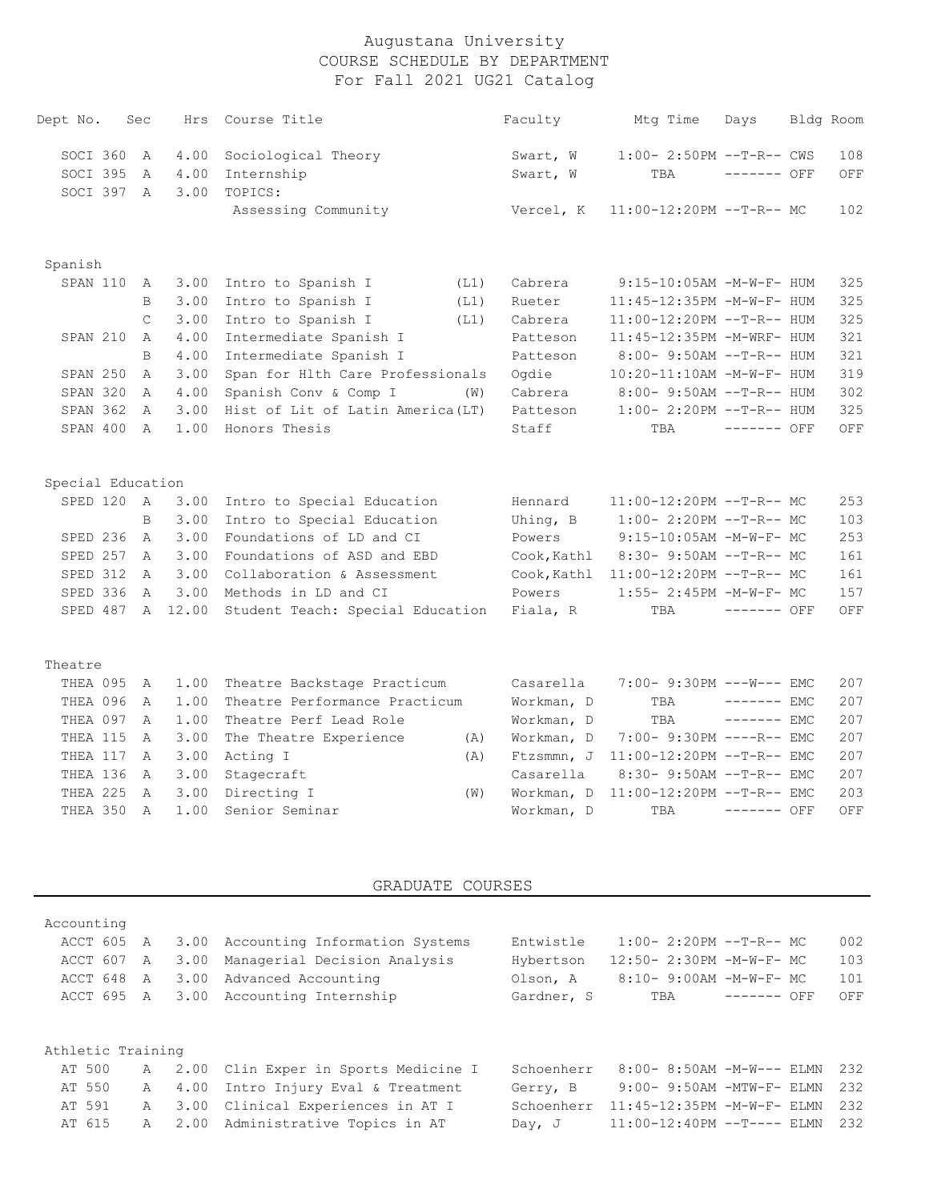# Augustana University
## COURSE SCHEDULE BY DEPARTMENT
### For Fall 2021 UG21 Catalog

| Dept | No. | Sec | Hrs | Course Title | | Faculty | Mtg Time | Days | Bldg | Room |
|---|---|---|---|---|---|---|---|---|---|---|
| SOCI | 360 | A | 4.00 | Sociological Theory | | Swart, W | 1:00- 2:50PM | --T-R-- | CWS | 108 |
| SOCI | 395 | A | 4.00 | Internship | | Swart, W | TBA | ------- | OFF | OFF |
| SOCI | 397 | A | 3.00 | TOPICS: | | | | | | |
| | | | | Assessing Community | | Vercel, K | 11:00-12:20PM | --T-R-- | MC | 102 |
| **Spanish** | | | | | | | | | | |
| SPAN | 110 | A | 3.00 | Intro to Spanish I | (L1) | Cabrera | 9:15-10:05AM | -M-W-F- | HUM | 325 |
| | | B | 3.00 | Intro to Spanish I | (L1) | Rueter | 11:45-12:35PM | -M-W-F- | HUM | 325 |
| | | C | 3.00 | Intro to Spanish I | (L1) | Cabrera | 11:00-12:20PM | --T-R-- | HUM | 325 |
| SPAN | 210 | A | 4.00 | Intermediate Spanish I | | Patteson | 11:45-12:35PM | -M-WRF- | HUM | 321 |
| | | B | 4.00 | Intermediate Spanish I | | Patteson | 8:00- 9:50AM | --T-R-- | HUM | 321 |
| SPAN | 250 | A | 3.00 | Span for Hlth Care Professionals | | Ogdie | 10:20-11:10AM | -M-W-F- | HUM | 319 |
| SPAN | 320 | A | 4.00 | Spanish Conv & Comp I | (W) | Cabrera | 8:00- 9:50AM | --T-R-- | HUM | 302 |
| SPAN | 362 | A | 3.00 | Hist of Lit of Latin America | (LT) | Patteson | 1:00- 2:20PM | --T-R-- | HUM | 325 |
| SPAN | 400 | A | 1.00 | Honors Thesis | | Staff | TBA | ------- | OFF | OFF |
| **Special Education** | | | | | | | | | | |
| SPED | 120 | A | 3.00 | Intro to Special Education | | Hennard | 11:00-12:20PM | --T-R-- | MC | 253 |
| | | B | 3.00 | Intro to Special Education | | Uhing, B | 1:00- 2:20PM | --T-R-- | MC | 103 |
| SPED | 236 | A | 3.00 | Foundations of LD and CI | | Powers | 9:15-10:05AM | -M-W-F- | MC | 253 |
| SPED | 257 | A | 3.00 | Foundations of ASD and EBD | | Cook,Kathl | 8:30- 9:50AM | --T-R-- | MC | 161 |
| SPED | 312 | A | 3.00 | Collaboration & Assessment | | Cook,Kathl | 11:00-12:20PM | --T-R-- | MC | 161 |
| SPED | 336 | A | 3.00 | Methods in LD and CI | | Powers | 1:55- 2:45PM | -M-W-F- | MC | 157 |
| SPED | 487 | A | 12.00 | Student Teach: Special Education | | Fiala, R | TBA | ------- | OFF | OFF |
| **Theatre** | | | | | | | | | | |
| THEA | 095 | A | 1.00 | Theatre Backstage Practicum | | Casarella | 7:00- 9:30PM | ---W--- | EMC | 207 |
| THEA | 096 | A | 1.00 | Theatre Performance Practicum | | Workman, D | TBA | ------- | EMC | 207 |
| THEA | 097 | A | 1.00 | Theatre Perf Lead Role | | Workman, D | TBA | ------- | EMC | 207 |
| THEA | 115 | A | 3.00 | The Theatre Experience | (A) | Workman, D | 7:00- 9:30PM | ----R-- | EMC | 207 |
| THEA | 117 | A | 3.00 | Acting I | (A) | Ftzsmmn, J | 11:00-12:20PM | --T-R-- | EMC | 207 |
| THEA | 136 | A | 3.00 | Stagecraft | | Casarella | 8:30- 9:50AM | --T-R-- | EMC | 207 |
| THEA | 225 | A | 3.00 | Directing I | (W) | Workman, D | 11:00-12:20PM | --T-R-- | EMC | 203 |
| THEA | 350 | A | 1.00 | Senior Seminar | | Workman, D | TBA | ------- | OFF | OFF |

## GRADUATE COURSES

| Dept | No. | Sec | Hrs | Course Title | Faculty | Mtg Time | Days | Bldg | Room |
|---|---|---|---|---|---|---|---|---|---|
| **Accounting** | | | | | | | | | |
| ACCT | 605 | A | 3.00 | Accounting Information Systems | Entwistle | 1:00- 2:20PM | --T-R-- | MC | 002 |
| ACCT | 607 | A | 3.00 | Managerial Decision Analysis | Hybertson | 12:50- 2:30PM | -M-W-F- | MC | 103 |
| ACCT | 648 | A | 3.00 | Advanced Accounting | Olson, A | 8:10- 9:00AM | -M-W-F- | MC | 101 |
| ACCT | 695 | A | 3.00 | Accounting Internship | Gardner, S | TBA | ------- | OFF | OFF |
| **Athletic Training** | | | | | | | | | |
| AT | 500 | A | 2.00 | Clin Exper in Sports Medicine I | Schoenherr | 8:00- 8:50AM | -M-W--- | ELMN | 232 |
| AT | 550 | A | 4.00 | Intro Injury Eval & Treatment | Gerry, B | 9:00- 9:50AM | -MTW-F- | ELMN | 232 |
| AT | 591 | A | 3.00 | Clinical Experiences in AT I | Schoenherr | 11:45-12:35PM | -M-W-F- | ELMN | 232 |
| AT | 615 | A | 2.00 | Administrative Topics in AT | Day, J | 11:00-12:40PM | --T---- | ELMN | 232 |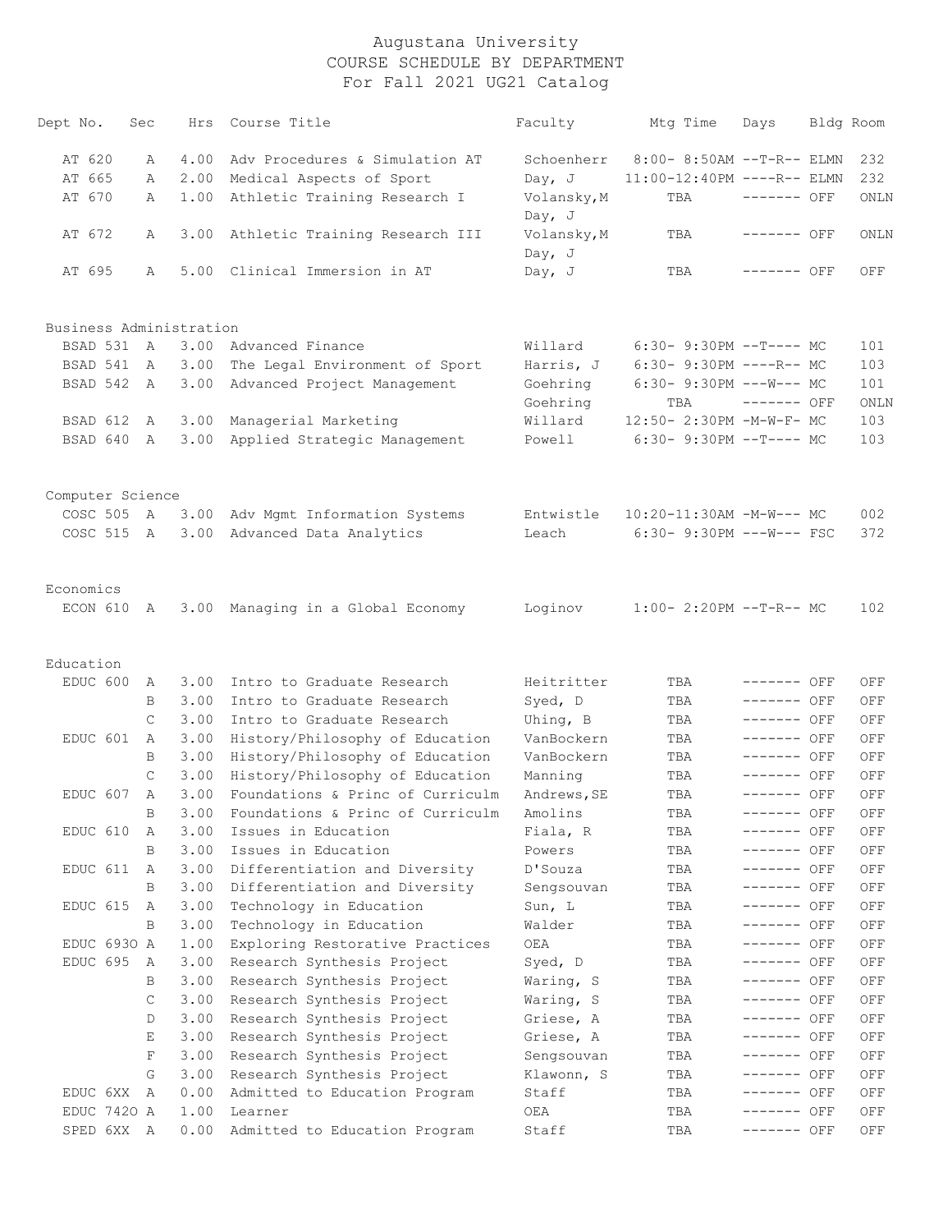# Augustana University
## COURSE SCHEDULE BY DEPARTMENT
## For Fall 2021 UG21 Catalog

| Dept No. | Sec | Hrs | Course Title | Faculty | Mtg Time | Days | Bldg | Room |
|---|---|---|---|---|---|---|---|---|
| AT 620 | A | 4.00 | Adv Procedures & Simulation AT | Schoenherr | 8:00- 8:50AM | --T-R-- | ELMN | 232 |
| AT 665 | A | 2.00 | Medical Aspects of Sport | Day, J | 11:00-12:40PM | ----R-- | ELMN | 232 |
| AT 670 | A | 1.00 | Athletic Training Research I | Volansky,M | TBA | ------- | OFF | ONLN |
| | | | | Day, J | | | | |
| AT 672 | A | 3.00 | Athletic Training Research III | Volansky,M | TBA | ------- | OFF | ONLN |
| | | | | Day, J | | | | |
| AT 695 | A | 5.00 | Clinical Immersion in AT | Day, J | TBA | ------- | OFF | OFF |

### Business Administration

| Dept No. | Sec | Hrs | Course Title | Faculty | Mtg Time | Days | Bldg | Room |
|---|---|---|---|---|---|---|---|---|
| BSAD 531 | A | 3.00 | Advanced Finance | Willard | 6:30- 9:30PM | --T---- | MC | 101 |
| BSAD 541 | A | 3.00 | The Legal Environment of Sport | Harris, J | 6:30- 9:30PM | ----R-- | MC | 103 |
| BSAD 542 | A | 3.00 | Advanced Project Management | Goehring | 6:30- 9:30PM | ---W--- | MC | 101 |
| | | | | Goehring | TBA | ------- | OFF | ONLN |
| BSAD 612 | A | 3.00 | Managerial Marketing | Willard | 12:50- 2:30PM | -M-W-F- | MC | 103 |
| BSAD 640 | A | 3.00 | Applied Strategic Management | Powell | 6:30- 9:30PM | --T---- | MC | 103 |

### Computer Science

| Dept No. | Sec | Hrs | Course Title | Faculty | Mtg Time | Days | Bldg | Room |
|---|---|---|---|---|---|---|---|---|
| COSC 505 | A | 3.00 | Adv Mgmt Information Systems | Entwistle | 10:20-11:30AM | -M-W--- | MC | 002 |
| COSC 515 | A | 3.00 | Advanced Data Analytics | Leach | 6:30- 9:30PM | ---W--- | FSC | 372 |

### Economics

| Dept No. | Sec | Hrs | Course Title | Faculty | Mtg Time | Days | Bldg | Room |
|---|---|---|---|---|---|---|---|---|
| ECON 610 | A | 3.00 | Managing in a Global Economy | Loginov | 1:00- 2:20PM | --T-R-- | MC | 102 |

### Education

| Dept No. | Sec | Hrs | Course Title | Faculty | Mtg Time | Days | Bldg | Room |
|---|---|---|---|---|---|---|---|---|
| EDUC 600 | A | 3.00 | Intro to Graduate Research | Heitritter | TBA | ------- | OFF | OFF |
| | B | 3.00 | Intro to Graduate Research | Syed, D | TBA | ------- | OFF | OFF |
| | C | 3.00 | Intro to Graduate Research | Uhing, B | TBA | ------- | OFF | OFF |
| EDUC 601 | A | 3.00 | History/Philosophy of Education | VanBockern | TBA | ------- | OFF | OFF |
| | B | 3.00 | History/Philosophy of Education | VanBockern | TBA | ------- | OFF | OFF |
| | C | 3.00 | History/Philosophy of Education | Manning | TBA | ------- | OFF | OFF |
| EDUC 607 | A | 3.00 | Foundations & Princ of Curriculm | Andrews,SE | TBA | ------- | OFF | OFF |
| | B | 3.00 | Foundations & Princ of Curriculm | Amolins | TBA | ------- | OFF | OFF |
| EDUC 610 | A | 3.00 | Issues in Education | Fiala, R | TBA | ------- | OFF | OFF |
| | B | 3.00 | Issues in Education | Powers | TBA | ------- | OFF | OFF |
| EDUC 611 | A | 3.00 | Differentiation and Diversity | D'Souza | TBA | ------- | OFF | OFF |
| | B | 3.00 | Differentiation and Diversity | Sengsouvan | TBA | ------- | OFF | OFF |
| EDUC 615 | A | 3.00 | Technology in Education | Sun, L | TBA | ------- | OFF | OFF |
| | B | 3.00 | Technology in Education | Walder | TBA | ------- | OFF | OFF |
| EDUC 693O | A | 1.00 | Exploring Restorative Practices | OEA | TBA | ------- | OFF | OFF |
| EDUC 695 | A | 3.00 | Research Synthesis Project | Syed, D | TBA | ------- | OFF | OFF |
| | B | 3.00 | Research Synthesis Project | Waring, S | TBA | ------- | OFF | OFF |
| | C | 3.00 | Research Synthesis Project | Waring, S | TBA | ------- | OFF | OFF |
| | D | 3.00 | Research Synthesis Project | Griese, A | TBA | ------- | OFF | OFF |
| | E | 3.00 | Research Synthesis Project | Griese, A | TBA | ------- | OFF | OFF |
| | F | 3.00 | Research Synthesis Project | Sengsouvan | TBA | ------- | OFF | OFF |
| | G | 3.00 | Research Synthesis Project | Klawonn, S | TBA | ------- | OFF | OFF |
| EDUC 6XX | A | 0.00 | Admitted to Education Program | Staff | TBA | ------- | OFF | OFF |
| EDUC 742O | A | 1.00 | Learner | OEA | TBA | ------- | OFF | OFF |
| SPED 6XX | A | 0.00 | Admitted to Education Program | Staff | TBA | ------- | OFF | OFF |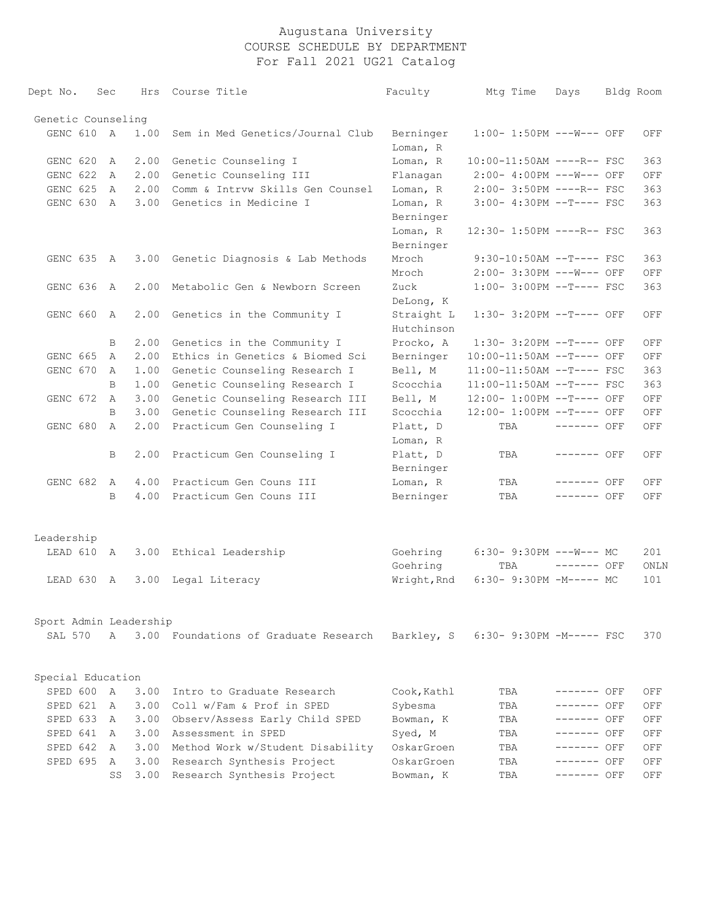# Augustana University
## COURSE SCHEDULE BY DEPARTMENT
### For Fall 2021 UG21 Catalog

| Dept No. | Sec | Hrs | Course Title | Faculty | Mtg Time | Days | Bldg | Room |
|---|---|---|---|---|---|---|---|---|
| **Genetic Counseling** | | | | | | | | |
| GENC 610 | A | 1.00 | Sem in Med Genetics/Journal Club | Berninger | 1:00- 1:50PM | ---W--- | OFF | OFF |
| | | | | Loman, R | | | | |
| GENC 620 | A | 2.00 | Genetic Counseling I | Loman, R | 10:00-11:50AM | ----R-- | FSC | 363 |
| GENC 622 | A | 2.00 | Genetic Counseling III | Flanagan | 2:00- 4:00PM | ---W--- | OFF | OFF |
| GENC 625 | A | 2.00 | Comm & Intrvw Skills Gen Counsel | Loman, R | 2:00- 3:50PM | ----R-- | FSC | 363 |
| GENC 630 | A | 3.00 | Genetics in Medicine I | Loman, R | 3:00- 4:30PM | --T---- | FSC | 363 |
| | | | | Berninger | | | | |
| | | | | Loman, R | 12:30- 1:50PM | ----R-- | FSC | 363 |
| | | | | Berninger | | | | |
| GENC 635 | A | 3.00 | Genetic Diagnosis & Lab Methods | Mroch | 9:30-10:50AM | --T---- | FSC | 363 |
| | | | | Mroch | 2:00- 3:30PM | ---W--- | OFF | OFF |
| GENC 636 | A | 2.00 | Metabolic Gen & Newborn Screen | Zuck | 1:00- 3:00PM | --T---- | FSC | 363 |
| | | | | DeLong, K | | | | |
| GENC 660 | A | 2.00 | Genetics in the Community I | Straight L | 1:30- 3:20PM | --T---- | OFF | OFF |
| | | | | Hutchinson | | | | |
| | B | 2.00 | Genetics in the Community I | Procko, A | 1:30- 3:20PM | --T---- | OFF | OFF |
| GENC 665 | A | 2.00 | Ethics in Genetics & Biomed Sci | Berninger | 10:00-11:50AM | --T---- | OFF | OFF |
| GENC 670 | A | 1.00 | Genetic Counseling Research I | Bell, M | 11:00-11:50AM | --T---- | FSC | 363 |
| | B | 1.00 | Genetic Counseling Research I | Scocchia | 11:00-11:50AM | --T---- | FSC | 363 |
| GENC 672 | A | 3.00 | Genetic Counseling Research III | Bell, M | 12:00- 1:00PM | --T---- | OFF | OFF |
| | B | 3.00 | Genetic Counseling Research III | Scocchia | 12:00- 1:00PM | --T---- | OFF | OFF |
| GENC 680 | A | 2.00 | Practicum Gen Counseling I | Platt, D | TBA | ------- | OFF | OFF |
| | | | | Loman, R | | | | |
| | B | 2.00 | Practicum Gen Counseling I | Platt, D | TBA | ------- | OFF | OFF |
| | | | | Berninger | | | | |
| GENC 682 | A | 4.00 | Practicum Gen Couns III | Loman, R | TBA | ------- | OFF | OFF |
| | B | 4.00 | Practicum Gen Couns III | Berninger | TBA | ------- | OFF | OFF |
| **Leadership** | | | | | | | | |
| LEAD 610 | A | 3.00 | Ethical Leadership | Goehring | 6:30- 9:30PM | ---W--- | MC | 201 |
| | | | | Goehring | TBA | ------- | OFF | ONLN |
| LEAD 630 | A | 3.00 | Legal Literacy | Wright,Rnd | 6:30- 9:30PM | -M----- | MC | 101 |
| **Sport Admin Leadership** | | | | | | | | |
| SAL 570 | A | 3.00 | Foundations of Graduate Research | Barkley, S | 6:30- 9:30PM | -M----- | FSC | 370 |
| **Special Education** | | | | | | | | |
| SPED 600 | A | 3.00 | Intro to Graduate Research | Cook,Kathl | TBA | ------- | OFF | OFF |
| SPED 621 | A | 3.00 | Coll w/Fam & Prof in SPED | Sybesma | TBA | ------- | OFF | OFF |
| SPED 633 | A | 3.00 | Observ/Assess Early Child SPED | Bowman, K | TBA | ------- | OFF | OFF |
| SPED 641 | A | 3.00 | Assessment in SPED | Syed, M | TBA | ------- | OFF | OFF |
| SPED 642 | A | 3.00 | Method Work w/Student Disability | OskarGroen | TBA | ------- | OFF | OFF |
| SPED 695 | A | 3.00 | Research Synthesis Project | OskarGroen | TBA | ------- | OFF | OFF |
| | SS | 3.00 | Research Synthesis Project | Bowman, K | TBA | ------- | OFF | OFF |